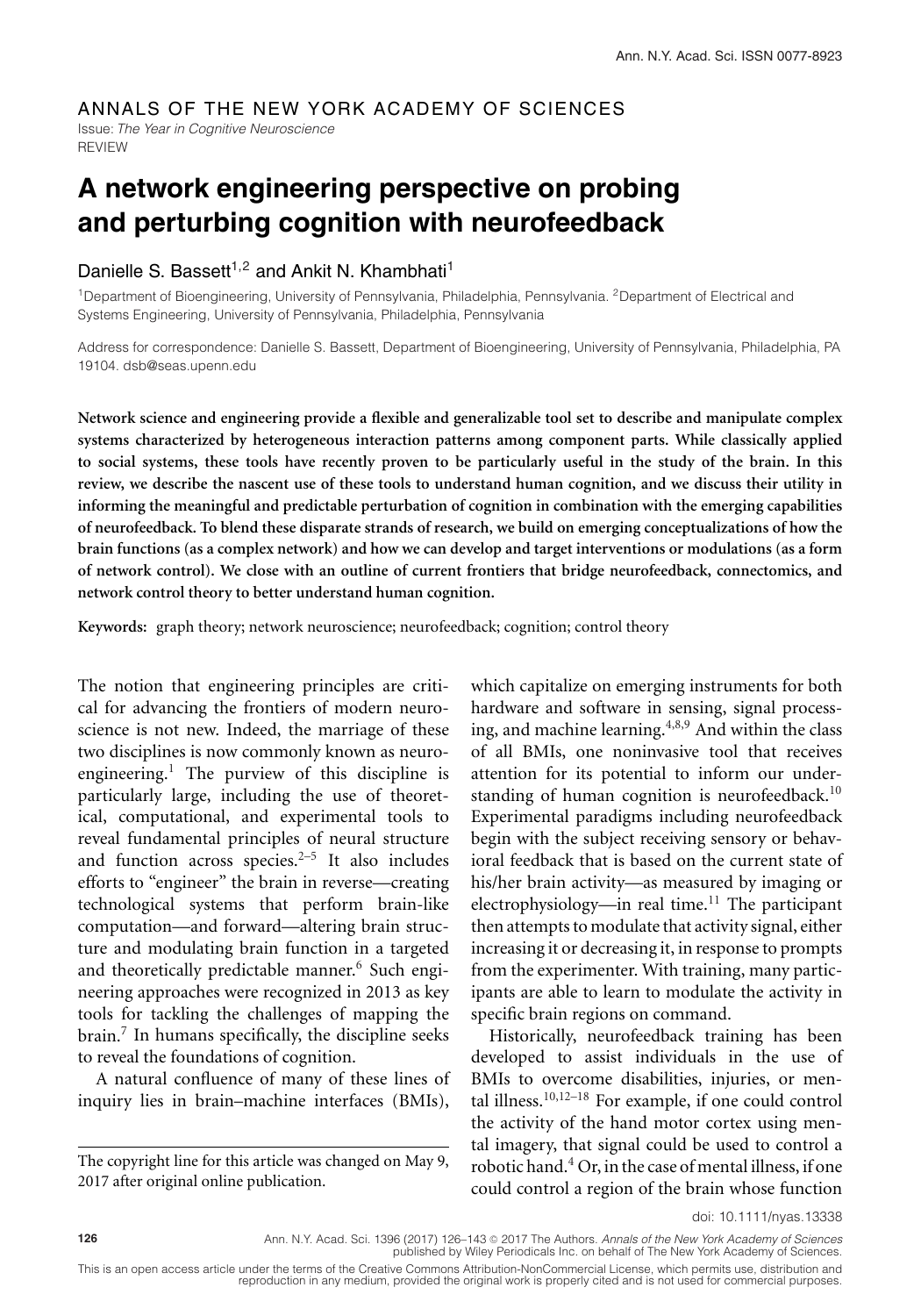ANNALS OF THE NEW YORK ACADEMY OF SCIENCES

Issue: *The Year in Cognitive Neuroscience*

REVIEW

# A network engineering perspective on probing and perturbing cognition with neurofeedback

Danielle S. Bassett[1,2] and Ankit N. Khambhati[1]

[1]Department of Bioengineering, University of Pennsylvania, Philadelphia, Pennsylvania. [2]Department of Electrical and Systems Engineering, University of Pennsylvania, Philadelphia, Pennsylvania

Address for correspondence: Danielle S. Bassett, Department of Bioengineering, University of Pennsylvania, Philadelphia, PA 19104. dsb@seas.upenn.edu

**Network science and engineering provide a flexible and generalizable tool set to describe and manipulate complex systems characterized by heterogeneous interaction patterns among component parts. While classically applied to social systems, these tools have recently proven to be particularly useful in the study of the brain. In this review, we describe the nascent use of these tools to understand human cognition, and we discuss their utility in informing the meaningful and predictable perturbation of cognition in combination with the emerging capabilities of neurofeedback. To blend these disparate strands of research, we build on emerging conceptualizations of how the brain functions (as a complex network) and how we can develop and target interventions or modulations (as a form of network control). We close with an outline of current frontiers that bridge neurofeedback, connectomics, and network control theory to better understand human cognition.**

**Keywords:** graph theory; network neuroscience; neurofeedback; cognition; control theory

The notion that engineering principles are critical for advancing the frontiers of modern neuroscience is not new. Indeed, the marriage of these two disciplines is now commonly known as neuroengineering.[1] The purview of this discipline is particularly large, including the use of theoretical, computational, and experimental tools to reveal fundamental principles of neural structure and function across species.[2–5] It also includes efforts to "engineer" the brain in reverse—creating technological systems that perform brain-like computation—and forward—altering brain structure and modulating brain function in a targeted and theoretically predictable manner.[6] Such engineering approaches were recognized in 2013 as key tools for tackling the challenges of mapping the brain.[7] In humans specifically, the discipline seeks to reveal the foundations of cognition.

A natural confluence of many of these lines of inquiry lies in brain–machine interfaces (BMIs), which capitalize on emerging instruments for both hardware and software in sensing, signal processing, and machine learning.[4,8,9] And within the class of all BMIs, one noninvasive tool that receives attention for its potential to inform our understanding of human cognition is neurofeedback.[10] Experimental paradigms including neurofeedback begin with the subject receiving sensory or behavioral feedback that is based on the current state of his/her brain activity—as measured by imaging or electrophysiology—in real time.[11] The participant then attempts to modulate that activity signal, either increasing it or decreasing it, in response to prompts from the experimenter. With training, many participants are able to learn to modulate the activity in specific brain regions on command.

Historically, neurofeedback training has been developed to assist individuals in the use of BMIs to overcome disabilities, injuries, or mental illness.[10,12–18] For example, if one could control the activity of the hand motor cortex using mental imagery, that signal could be used to control a robotic hand.[4] Or, in the case of mental illness, if one could control a region of the brain whose function

The copyright line for this article was changed on May 9, 2017 after original online publication.

doi: 10.1111/nyas.13338

This is an open access article under the terms of the Creative Commons Attribution-NonCommercial License, which permits use, distribution and reproduction in any medium, provided the original work is properly cited and is not used for commercial purposes.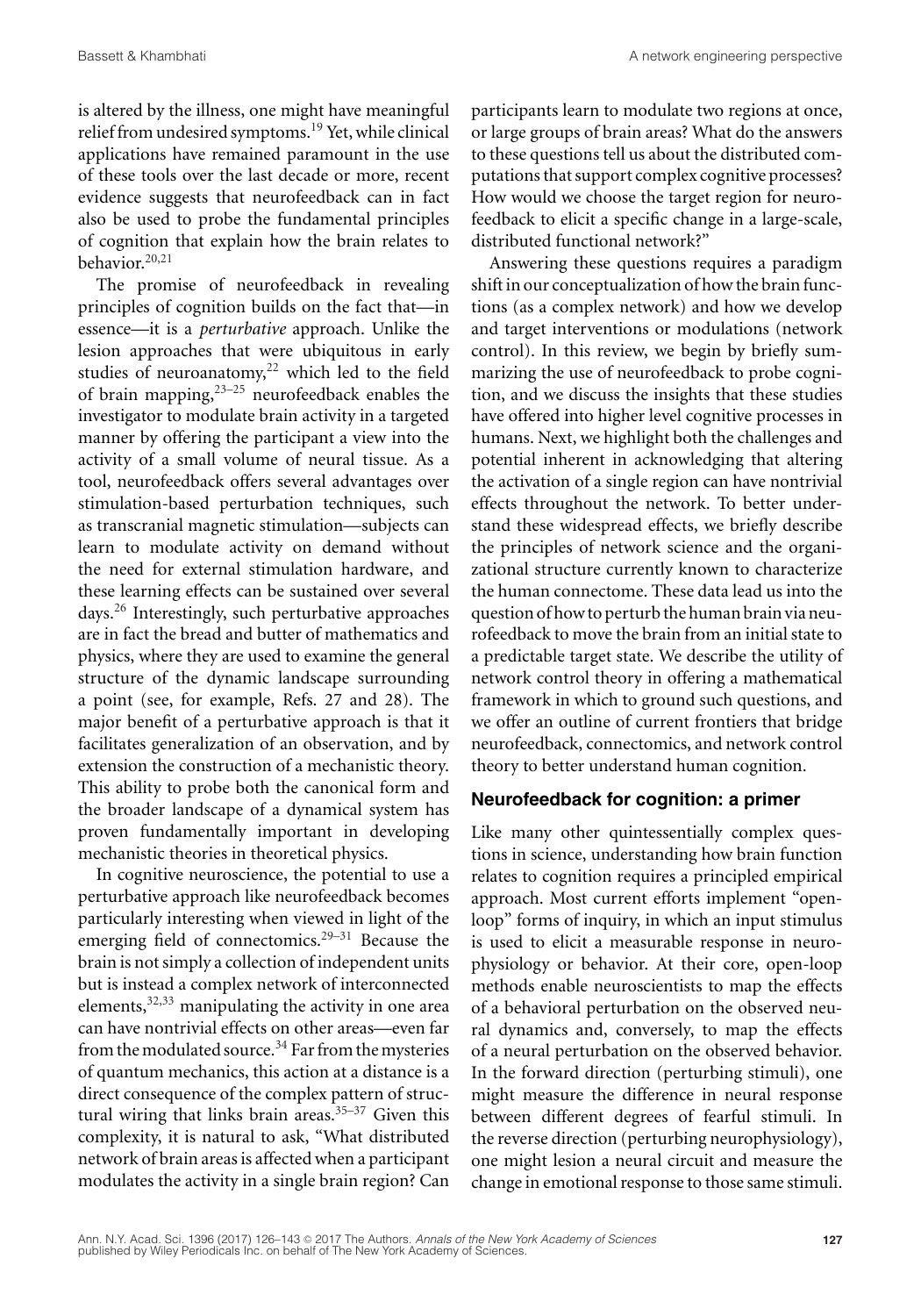is altered by the illness, one might have meaningful relief from undesired symptoms.[19] Yet, while clinical applications have remained paramount in the use of these tools over the last decade or more, recent evidence suggests that neurofeedback can in fact also be used to probe the fundamental principles of cognition that explain how the brain relates to behavior.[20,21]

The promise of neurofeedback in revealing principles of cognition builds on the fact that—in essence—it is a *perturbative* approach. Unlike the lesion approaches that were ubiquitous in early studies of neuroanatomy,[22] which led to the field of brain mapping,[23–25] neurofeedback enables the investigator to modulate brain activity in a targeted manner by offering the participant a view into the activity of a small volume of neural tissue. As a tool, neurofeedback offers several advantages over stimulation-based perturbation techniques, such as transcranial magnetic stimulation—subjects can learn to modulate activity on demand without the need for external stimulation hardware, and these learning effects can be sustained over several days.[26] Interestingly, such perturbative approaches are in fact the bread and butter of mathematics and physics, where they are used to examine the general structure of the dynamic landscape surrounding a point (see, for example, Refs. 27 and 28). The major benefit of a perturbative approach is that it facilitates generalization of an observation, and by extension the construction of a mechanistic theory. This ability to probe both the canonical form and the broader landscape of a dynamical system has proven fundamentally important in developing mechanistic theories in theoretical physics.

In cognitive neuroscience, the potential to use a perturbative approach like neurofeedback becomes particularly interesting when viewed in light of the emerging field of connectomics.[29–31] Because the brain is not simply a collection of independent units but is instead a complex network of interconnected elements,[32,33] manipulating the activity in one area can have nontrivial effects on other areas—even far from the modulated source.[34] Far from the mysteries of quantum mechanics, this action at a distance is a direct consequence of the complex pattern of structural wiring that links brain areas.[35–37] Given this complexity, it is natural to ask, "What distributed network of brain areas is affected when a participant modulates the activity in a single brain region? Can participants learn to modulate two regions at once, or large groups of brain areas? What do the answers to these questions tell us about the distributed computations that support complex cognitive processes? How would we choose the target region for neurofeedback to elicit a specific change in a large-scale, distributed functional network?"

Answering these questions requires a paradigm shift in our conceptualization of how the brain functions (as a complex network) and how we develop and target interventions or modulations (network control). In this review, we begin by briefly summarizing the use of neurofeedback to probe cognition, and we discuss the insights that these studies have offered into higher level cognitive processes in humans. Next, we highlight both the challenges and potential inherent in acknowledging that altering the activation of a single region can have nontrivial effects throughout the network. To better understand these widespread effects, we briefly describe the principles of network science and the organizational structure currently known to characterize the human connectome. These data lead us into the question of how to perturb the human brain via neurofeedback to move the brain from an initial state to a predictable target state. We describe the utility of network control theory in offering a mathematical framework in which to ground such questions, and we offer an outline of current frontiers that bridge neurofeedback, connectomics, and network control theory to better understand human cognition.

## Neurofeedback for cognition: a primer

Like many other quintessentially complex questions in science, understanding how brain function relates to cognition requires a principled empirical approach. Most current efforts implement "open-loop" forms of inquiry, in which an input stimulus is used to elicit a measurable response in neurophysiology or behavior. At their core, open-loop methods enable neuroscientists to map the effects of a behavioral perturbation on the observed neural dynamics and, conversely, to map the effects of a neural perturbation on the observed behavior. In the forward direction (perturbing stimuli), one might measure the difference in neural response between different degrees of fearful stimuli. In the reverse direction (perturbing neurophysiology), one might lesion a neural circuit and measure the change in emotional response to those same stimuli.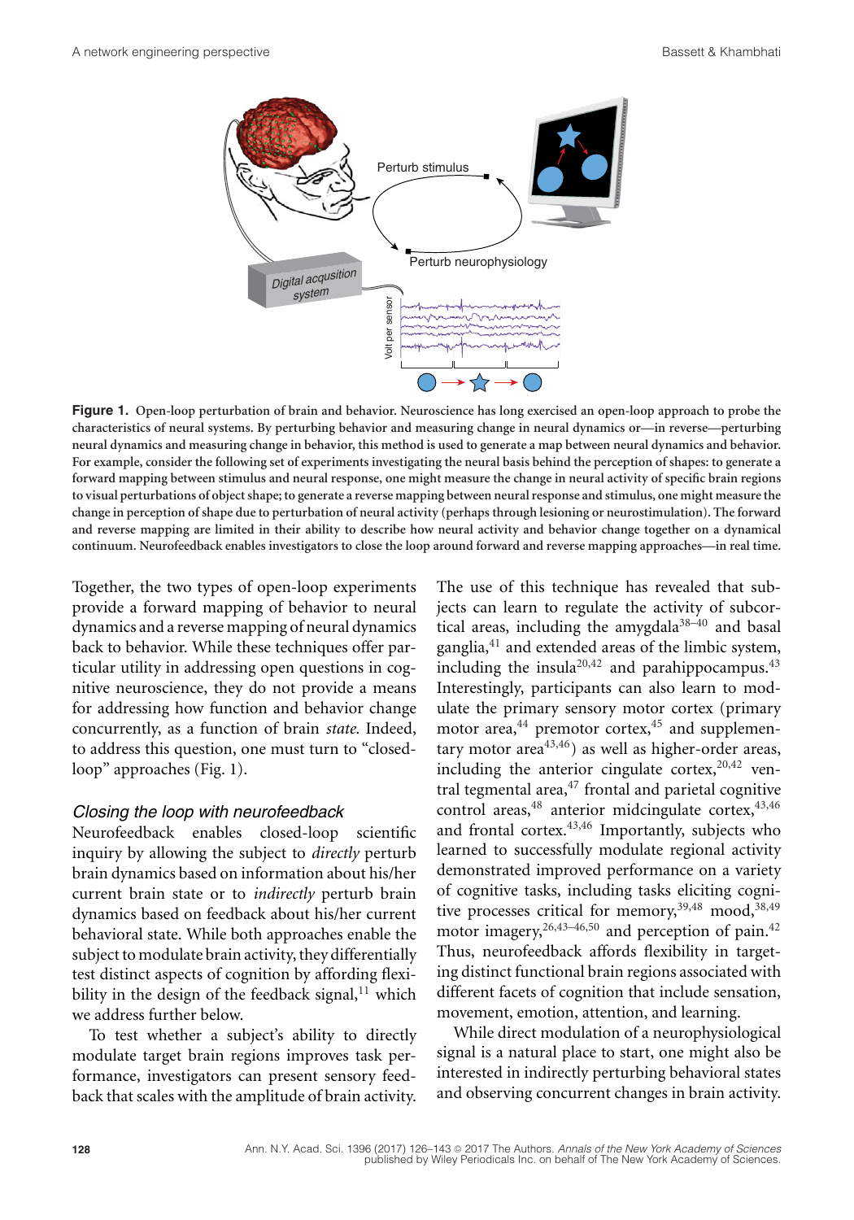Perturb stimulus

Perturb neurophysiology

Digital acqusition system

Volt per sensor

**Figure 1.** **Open-loop perturbation of brain and behavior. Neuroscience has long exercised an open-loop approach to probe the characteristics of neural systems. By perturbing behavior and measuring change in neural dynamics or—in reverse—perturbing neural dynamics and measuring change in behavior, this method is used to generate a map between neural dynamics and behavior. For example, consider the following set of experiments investigating the neural basis behind the perception of shapes: to generate a forward mapping between stimulus and neural response, one might measure the change in neural activity of specific brain regions to visual perturbations of object shape; to generate a reverse mapping between neural response and stimulus, one might measure the change in perception of shape due to perturbation of neural activity (perhaps through lesioning or neurostimulation). The forward and reverse mapping are limited in their ability to describe how neural activity and behavior change together on a dynamical continuum. Neurofeedback enables investigators to close the loop around forward and reverse mapping approaches—in real time.**

Together, the two types of open-loop experiments provide a forward mapping of behavior to neural dynamics and a reverse mapping of neural dynamics back to behavior. While these techniques offer particular utility in addressing open questions in cognitive neuroscience, they do not provide a means for addressing how function and behavior change concurrently, as a function of brain *state*. Indeed, to address this question, one must turn to "closed-loop" approaches (Fig. 1).

### *Closing the loop with neurofeedback*

Neurofeedback enables closed-loop scientific inquiry by allowing the subject to *directly* perturb brain dynamics based on information about his/her current brain state or to *indirectly* perturb brain dynamics based on feedback about his/her current behavioral state. While both approaches enable the subject to modulate brain activity, they differentially test distinct aspects of cognition by affording flexibility in the design of the feedback signal,[11] which we address further below.

To test whether a subject's ability to directly modulate target brain regions improves task performance, investigators can present sensory feedback that scales with the amplitude of brain activity. The use of this technique has revealed that subjects can learn to regulate the activity of subcortical areas, including the amygdala[38–40] and basal ganglia,[41] and extended areas of the limbic system, including the insula[20,42] and parahippocampus.[43] Interestingly, participants can also learn to modulate the primary sensory motor cortex (primary motor area,[44] premotor cortex,[45] and supplementary motor area[43,46]) as well as higher-order areas, including the anterior cingulate cortex,[20,42] ventral tegmental area,[47] frontal and parietal cognitive control areas,[48] anterior midcingulate cortex,[43,46] and frontal cortex.[43,46] Importantly, subjects who learned to successfully modulate regional activity demonstrated improved performance on a variety of cognitive tasks, including tasks eliciting cognitive processes critical for memory,[39,48] mood,[38,49] motor imagery,[26,43–46,50] and perception of pain.[42] Thus, neurofeedback affords flexibility in targeting distinct functional brain regions associated with different facets of cognition that include sensation, movement, emotion, attention, and learning.

While direct modulation of a neurophysiological signal is a natural place to start, one might also be interested in indirectly perturbing behavioral states and observing concurrent changes in brain activity.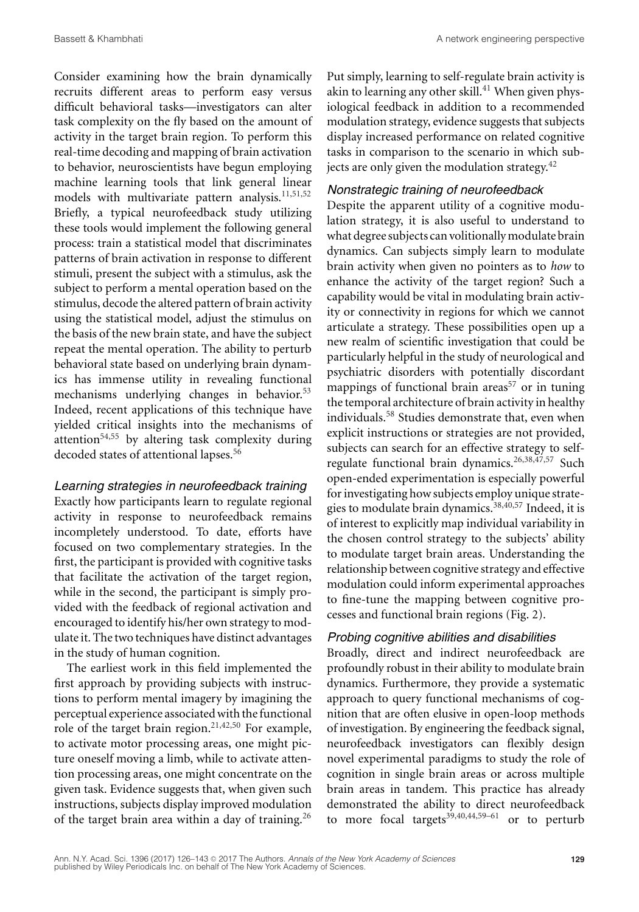Consider examining how the brain dynamically recruits different areas to perform easy versus difficult behavioral tasks—investigators can alter task complexity on the fly based on the amount of activity in the target brain region. To perform this real-time decoding and mapping of brain activation to behavior, neuroscientists have begun employing machine learning tools that link general linear models with multivariate pattern analysis.[11,51,52] Briefly, a typical neurofeedback study utilizing these tools would implement the following general process: train a statistical model that discriminates patterns of brain activation in response to different stimuli, present the subject with a stimulus, ask the subject to perform a mental operation based on the stimulus, decode the altered pattern of brain activity using the statistical model, adjust the stimulus on the basis of the new brain state, and have the subject repeat the mental operation. The ability to perturb behavioral state based on underlying brain dynamics has immense utility in revealing functional mechanisms underlying changes in behavior.[53] Indeed, recent applications of this technique have yielded critical insights into the mechanisms of attention[54,55] by altering task complexity during decoded states of attentional lapses.[56]

### *Learning strategies in neurofeedback training*

Exactly how participants learn to regulate regional activity in response to neurofeedback remains incompletely understood. To date, efforts have focused on two complementary strategies. In the first, the participant is provided with cognitive tasks that facilitate the activation of the target region, while in the second, the participant is simply provided with the feedback of regional activation and encouraged to identify his/her own strategy to modulate it. The two techniques have distinct advantages in the study of human cognition.

The earliest work in this field implemented the first approach by providing subjects with instructions to perform mental imagery by imagining the perceptual experience associated with the functional role of the target brain region.[21,42,50] For example, to activate motor processing areas, one might picture oneself moving a limb, while to activate attention processing areas, one might concentrate on the given task. Evidence suggests that, when given such instructions, subjects display improved modulation of the target brain area within a day of training.[26] Put simply, learning to self-regulate brain activity is akin to learning any other skill.[41] When given physiological feedback in addition to a recommended modulation strategy, evidence suggests that subjects display increased performance on related cognitive tasks in comparison to the scenario in which subjects are only given the modulation strategy.[42]

### *Nonstrategic training of neurofeedback*

Despite the apparent utility of a cognitive modulation strategy, it is also useful to understand to what degree subjects can volitionally modulate brain dynamics. Can subjects simply learn to modulate brain activity when given no pointers as to *how* to enhance the activity of the target region? Such a capability would be vital in modulating brain activity or connectivity in regions for which we cannot articulate a strategy. These possibilities open up a new realm of scientific investigation that could be particularly helpful in the study of neurological and psychiatric disorders with potentially discordant mappings of functional brain areas[57] or in tuning the temporal architecture of brain activity in healthy individuals.[58] Studies demonstrate that, even when explicit instructions or strategies are not provided, subjects can search for an effective strategy to self-regulate functional brain dynamics.[26,38,47,57] Such open-ended experimentation is especially powerful for investigating how subjects employ unique strategies to modulate brain dynamics.[38,40,57] Indeed, it is of interest to explicitly map individual variability in the chosen control strategy to the subjects' ability to modulate target brain areas. Understanding the relationship between cognitive strategy and effective modulation could inform experimental approaches to fine-tune the mapping between cognitive processes and functional brain regions (Fig. 2).

### *Probing cognitive abilities and disabilities*

Broadly, direct and indirect neurofeedback are profoundly robust in their ability to modulate brain dynamics. Furthermore, they provide a systematic approach to query functional mechanisms of cognition that are often elusive in open-loop methods of investigation. By engineering the feedback signal, neurofeedback investigators can flexibly design novel experimental paradigms to study the role of cognition in single brain areas or across multiple brain areas in tandem. This practice has already demonstrated the ability to direct neurofeedback to more focal targets[39,40,44,59–61] or to perturb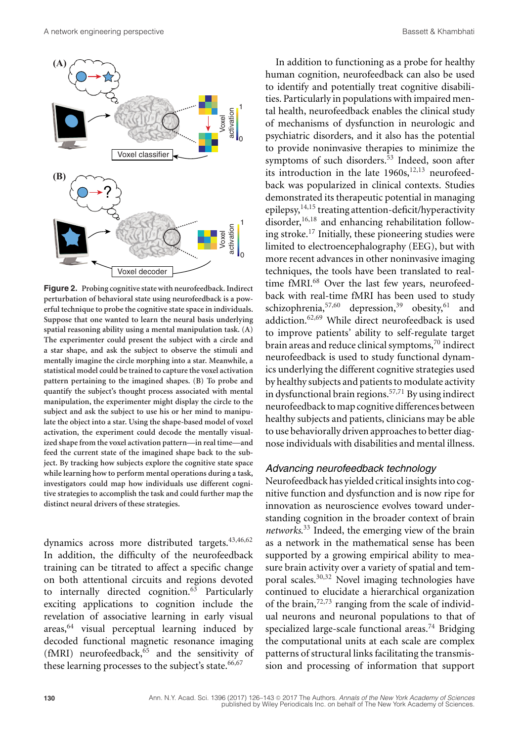**Figure 2.** Probing cognitive state with neurofeedback. Indirect perturbation of behavioral state using neurofeedback is a powerful technique to probe the cognitive state space in individuals. Suppose that one wanted to learn the neural basis underlying spatial reasoning ability using a mental manipulation task. (A) The experimenter could present the subject with a circle and a star shape, and ask the subject to observe the stimuli and mentally imagine the circle morphing into a star. Meanwhile, a statistical model could be trained to capture the voxel activation pattern pertaining to the imagined shapes. (B) To probe and quantify the subject's thought process associated with mental manipulation, the experimenter might display the circle to the subject and ask the subject to use his or her mind to manipulate the object into a star. Using the shape-based model of voxel activation, the experiment could decode the mentally visualized shape from the voxel activation pattern—in real time—and feed the current state of the imagined shape back to the subject. By tracking how subjects explore the cognitive state space while learning how to perform mental operations during a task, investigators could map how individuals use different cognitive strategies to accomplish the task and could further map the distinct neural drivers of these strategies.

dynamics across more distributed targets.[43,46,62] In addition, the difficulty of the neurofeedback training can be titrated to affect a specific change on both attentional circuits and regions devoted to internally directed cognition.[63] Particularly exciting applications to cognition include the revelation of associative learning in early visual areas,[64] visual perceptual learning induced by decoded functional magnetic resonance imaging (fMRI) neurofeedback,[65] and the sensitivity of these learning processes to the subject's state.[66,67]

In addition to functioning as a probe for healthy human cognition, neurofeedback can also be used to identify and potentially treat cognitive disabilities. Particularly in populations with impaired mental health, neurofeedback enables the clinical study of mechanisms of dysfunction in neurologic and psychiatric disorders, and it also has the potential to provide noninvasive therapies to minimize the symptoms of such disorders.[53] Indeed, soon after its introduction in the late 1960s,[12,13] neurofeedback was popularized in clinical contexts. Studies demonstrated its therapeutic potential in managing epilepsy,[14,15] treating attention-deficit/hyperactivity disorder,[16,18] and enhancing rehabilitation following stroke.[17] Initially, these pioneering studies were limited to electroencephalography (EEG), but with more recent advances in other noninvasive imaging techniques, the tools have been translated to real-time fMRI.[68] Over the last few years, neurofeedback with real-time fMRI has been used to study schizophrenia,[57,60] depression,[39] obesity,[61] and addiction.[62,69] While direct neurofeedback is used to improve patients' ability to self-regulate target brain areas and reduce clinical symptoms,[70] indirect neurofeedback is used to study functional dynamics underlying the different cognitive strategies used by healthy subjects and patients to modulate activity in dysfunctional brain regions.[57,71] By using indirect neurofeedback to map cognitive differences between healthy subjects and patients, clinicians may be able to use behaviorally driven approaches to better diagnose individuals with disabilities and mental illness.

### *Advancing neurofeedback technology*

Neurofeedback has yielded critical insights into cognitive function and dysfunction and is now ripe for innovation as neuroscience evolves toward understanding cognition in the broader context of brain *networks*.[33] Indeed, the emerging view of the brain as a network in the mathematical sense has been supported by a growing empirical ability to measure brain activity over a variety of spatial and temporal scales.[30,32] Novel imaging technologies have continued to elucidate a hierarchical organization of the brain,[72,73] ranging from the scale of individual neurons and neuronal populations to that of specialized large-scale functional areas.[74] Bridging the computational units at each scale are complex patterns of structural links facilitating the transmission and processing of information that support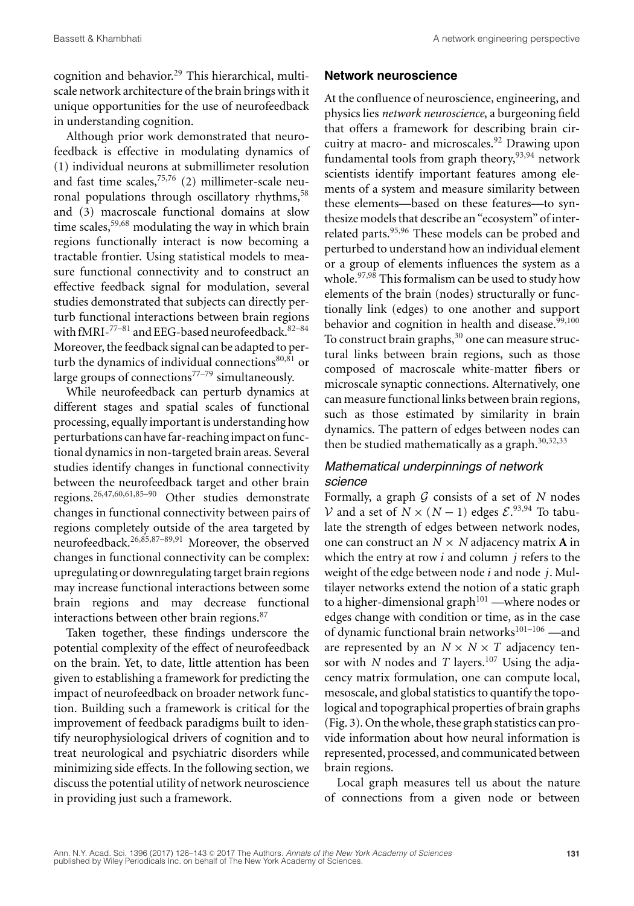cognition and behavior.[29] This hierarchical, multiscale network architecture of the brain brings with it unique opportunities for the use of neurofeedback in understanding cognition.

Although prior work demonstrated that neurofeedback is effective in modulating dynamics of (1) individual neurons at submillimeter resolution and fast time scales,[75,76] (2) millimeter-scale neuronal populations through oscillatory rhythms,[58] and (3) macroscale functional domains at slow time scales,[59,68] modulating the way in which brain regions functionally interact is now becoming a tractable frontier. Using statistical models to measure functional connectivity and to construct an effective feedback signal for modulation, several studies demonstrated that subjects can directly perturb functional interactions between brain regions with fMRI-[77–81] and EEG-based neurofeedback.[82–84] Moreover, the feedback signal can be adapted to perturb the dynamics of individual connections[80,81] or large groups of connections[77–79] simultaneously.

While neurofeedback can perturb dynamics at different stages and spatial scales of functional processing, equally important is understanding how perturbations can have far-reaching impact on functional dynamics in non-targeted brain areas. Several studies identify changes in functional connectivity between the neurofeedback target and other brain regions.[26,47,60,61,85–90] Other studies demonstrate changes in functional connectivity between pairs of regions completely outside of the area targeted by neurofeedback.[26,85,87–89,91] Moreover, the observed changes in functional connectivity can be complex: upregulating or downregulating target brain regions may increase functional interactions between some brain regions and may decrease functional interactions between other brain regions.[87]

Taken together, these findings underscore the potential complexity of the effect of neurofeedback on the brain. Yet, to date, little attention has been given to establishing a framework for predicting the impact of neurofeedback on broader network function. Building such a framework is critical for the improvement of feedback paradigms built to identify neurophysiological drivers of cognition and to treat neurological and psychiatric disorders while minimizing side effects. In the following section, we discuss the potential utility of network neuroscience in providing just such a framework.

## Network neuroscience

At the confluence of neuroscience, engineering, and physics lies *network neuroscience*, a burgeoning field that offers a framework for describing brain circuitry at macro- and microscales.[92] Drawing upon fundamental tools from graph theory,[93,94] network scientists identify important features among elements of a system and measure similarity between these elements—based on these features—to synthesize models that describe an "ecosystem" of interrelated parts.[95,96] These models can be probed and perturbed to understand how an individual element or a group of elements influences the system as a whole.[97,98] This formalism can be used to study how elements of the brain (nodes) structurally or functionally link (edges) to one another and support behavior and cognition in health and disease.[99,100] To construct brain graphs,[30] one can measure structural links between brain regions, such as those composed of macroscale white-matter fibers or microscale synaptic connections. Alternatively, one can measure functional links between brain regions, such as those estimated by similarity in brain dynamics. The pattern of edges between nodes can then be studied mathematically as a graph.[30,32,33]

### *Mathematical underpinnings of network science*

Formally, a graph $\mathcal{G}$ consists of a set of $N$ nodes $\mathcal{V}$ and a set of $N \times (N-1)$ edges $\mathcal{E}$.[93,94] To tabulate the strength of edges between network nodes, one can construct an $N \times N$ adjacency matrix $\mathbf{A}$ in which the entry at row $i$ and column $j$ refers to the weight of the edge between node $i$ and node $j$. Multilayer networks extend the notion of a static graph to a higher-dimensional graph[101] —where nodes or edges change with condition or time, as in the case of dynamic functional brain networks[101–106] —and are represented by an $N \times N \times T$ adjacency tensor with $N$ nodes and $T$ layers.[107] Using the adjacency matrix formulation, one can compute local, mesoscale, and global statistics to quantify the topological and topographical properties of brain graphs (Fig. 3). On the whole, these graph statistics can provide information about how neural information is represented, processed, and communicated between brain regions.

Local graph measures tell us about the nature of connections from a given node or between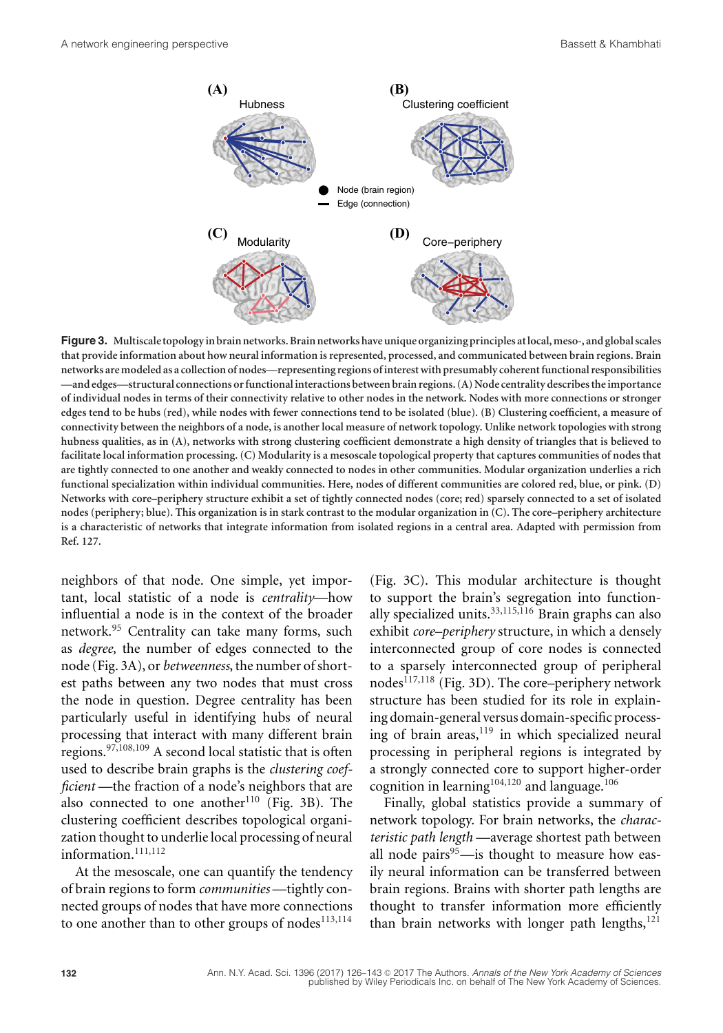**Figure 3.** Multiscale topology in brain networks. Brain networks have unique organizing principles at local, meso-, and global scales that provide information about how neural information is represented, processed, and communicated between brain regions. Brain networks are modeled as a collection of nodes—representing regions of interest with presumably coherent functional responsibilities—and edges—structural connections or functional interactions between brain regions. (A) Node centrality describes the importance of individual nodes in terms of their connectivity relative to other nodes in the network. Nodes with more connections or stronger edges tend to be hubs (red), while nodes with fewer connections tend to be isolated (blue). (B) Clustering coefficient, a measure of connectivity between the neighbors of a node, is another local measure of network topology. Unlike network topologies with strong hubness qualities, as in (A), networks with strong clustering coefficient demonstrate a high density of triangles that is believed to facilitate local information processing. (C) Modularity is a mesoscale topological property that captures communities of nodes that are tightly connected to one another and weakly connected to nodes in other communities. Modular organization underlies a rich functional specialization within individual communities. Here, nodes of different communities are colored red, blue, or pink. (D) Networks with core–periphery structure exhibit a set of tightly connected nodes (core; red) sparsely connected to a set of isolated nodes (periphery; blue). This organization is in stark contrast to the modular organization in (C). The core–periphery architecture is a characteristic of networks that integrate information from isolated regions in a central area. Adapted with permission from Ref. 127.

neighbors of that node. One simple, yet important, local statistic of a node is *centrality*—how influential a node is in the context of the broader network.[95] Centrality can take many forms, such as *degree*, the number of edges connected to the node (Fig. 3A), or *betweenness*, the number of shortest paths between any two nodes that must cross the node in question. Degree centrality has been particularly useful in identifying hubs of neural processing that interact with many different brain regions.[97,108,109] A second local statistic that is often used to describe brain graphs is the *clustering coefficient* —the fraction of a node's neighbors that are also connected to one another[110] (Fig. 3B). The clustering coefficient describes topological organization thought to underlie local processing of neural information.[111,112]

At the mesoscale, one can quantify the tendency of brain regions to form *communities* —tightly connected groups of nodes that have more connections to one another than to other groups of nodes[113,114] (Fig. 3C). This modular architecture is thought to support the brain's segregation into functionally specialized units.[33,115,116] Brain graphs can also exhibit *core–periphery* structure, in which a densely interconnected group of core nodes is connected to a sparsely interconnected group of peripheral nodes[117,118] (Fig. 3D). The core–periphery network structure has been studied for its role in explaining domain-general versus domain-specific processing of brain areas,[119] in which specialized neural processing in peripheral regions is integrated by a strongly connected core to support higher-order cognition in learning[104,120] and language.[106]

Finally, global statistics provide a summary of network topology. For brain networks, the *characteristic path length* —average shortest path between all node pairs[95]—is thought to measure how easily neural information can be transferred between brain regions. Brains with shorter path lengths are thought to transfer information more efficiently than brain networks with longer path lengths,[121]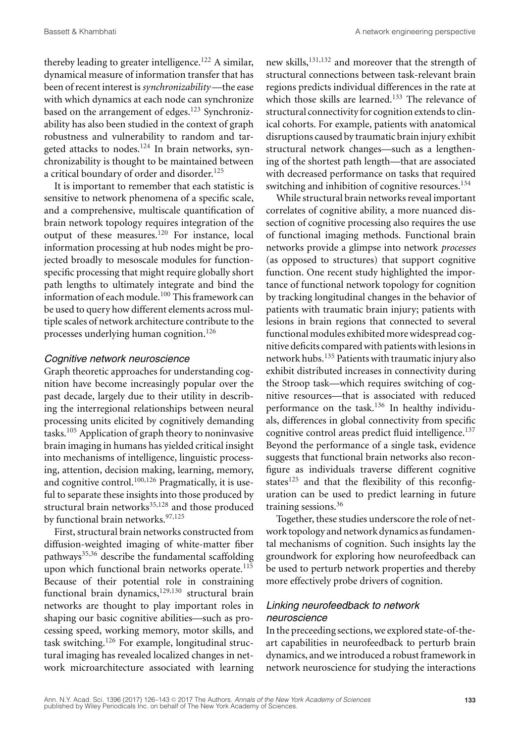thereby leading to greater intelligence.[122] A similar, dynamical measure of information transfer that has been of recent interest is *synchronizability*—the ease with which dynamics at each node can synchronize based on the arrangement of edges.[123] Synchronizability has also been studied in the context of graph robustness and vulnerability to random and targeted attacks to nodes.[124] In brain networks, synchronizability is thought to be maintained between a critical boundary of order and disorder.[125]

It is important to remember that each statistic is sensitive to network phenomena of a specific scale, and a comprehensive, multiscale quantification of brain network topology requires integration of the output of these measures.[120] For instance, local information processing at hub nodes might be projected broadly to mesoscale modules for function-specific processing that might require globally short path lengths to ultimately integrate and bind the information of each module.[100] This framework can be used to query how different elements across multiple scales of network architecture contribute to the processes underlying human cognition.[126]

### *Cognitive network neuroscience*

Graph theoretic approaches for understanding cognition have become increasingly popular over the past decade, largely due to their utility in describing the interregional relationships between neural processing units elicited by cognitively demanding tasks.[105] Application of graph theory to noninvasive brain imaging in humans has yielded critical insight into mechanisms of intelligence, linguistic processing, attention, decision making, learning, memory, and cognitive control.[100,126] Pragmatically, it is useful to separate these insights into those produced by structural brain networks[35,128] and those produced by functional brain networks.[97,125]

First, structural brain networks constructed from diffusion-weighted imaging of white-matter fiber pathways[35,36] describe the fundamental scaffolding upon which functional brain networks operate.[115] Because of their potential role in constraining functional brain dynamics,[129,130] structural brain networks are thought to play important roles in shaping our basic cognitive abilities—such as processing speed, working memory, motor skills, and task switching.[126] For example, longitudinal structural imaging has revealed localized changes in network microarchitecture associated with learning new skills,[131,132] and moreover that the strength of structural connections between task-relevant brain regions predicts individual differences in the rate at which those skills are learned.[133] The relevance of structural connectivity for cognition extends to clinical cohorts. For example, patients with anatomical disruptions caused by traumatic brain injury exhibit structural network changes—such as a lengthening of the shortest path length—that are associated with decreased performance on tasks that required switching and inhibition of cognitive resources.[134]

While structural brain networks reveal important correlates of cognitive ability, a more nuanced dissection of cognitive processing also requires the use of functional imaging methods. Functional brain networks provide a glimpse into network *processes* (as opposed to structures) that support cognitive function. One recent study highlighted the importance of functional network topology for cognition by tracking longitudinal changes in the behavior of patients with traumatic brain injury; patients with lesions in brain regions that connected to several functional modules exhibited more widespread cognitive deficits compared with patients with lesions in network hubs.[135] Patients with traumatic injury also exhibit distributed increases in connectivity during the Stroop task—which requires switching of cognitive resources—that is associated with reduced performance on the task.[136] In healthy individuals, differences in global connectivity from specific cognitive control areas predict fluid intelligence.[137] Beyond the performance of a single task, evidence suggests that functional brain networks also reconfigure as individuals traverse different cognitive states[125] and that the flexibility of this reconfiguration can be used to predict learning in future training sessions.[36]

Together, these studies underscore the role of network topology and network dynamics as fundamental mechanisms of cognition. Such insights lay the groundwork for exploring how neurofeedback can be used to perturb network properties and thereby more effectively probe drivers of cognition.

### *Linking neurofeedback to network neuroscience*

In the preceeding sections, we explored state-of-the-art capabilities in neurofeedback to perturb brain dynamics, and we introduced a robust framework in network neuroscience for studying the interactions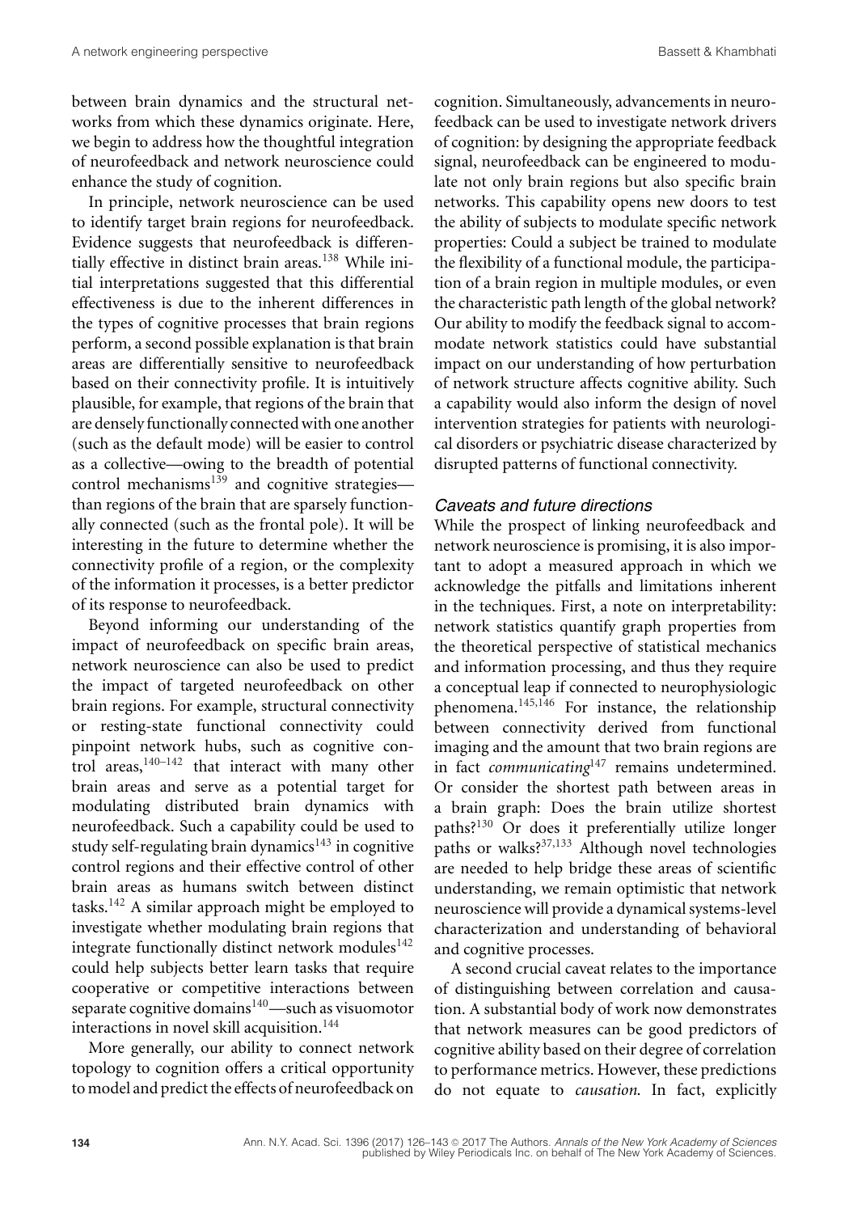between brain dynamics and the structural networks from which these dynamics originate. Here, we begin to address how the thoughtful integration of neurofeedback and network neuroscience could enhance the study of cognition.

In principle, network neuroscience can be used to identify target brain regions for neurofeedback. Evidence suggests that neurofeedback is differentially effective in distinct brain areas.[138] While initial interpretations suggested that this differential effectiveness is due to the inherent differences in the types of cognitive processes that brain regions perform, a second possible explanation is that brain areas are differentially sensitive to neurofeedback based on their connectivity profile. It is intuitively plausible, for example, that regions of the brain that are densely functionally connected with one another (such as the default mode) will be easier to control as a collective—owing to the breadth of potential control mechanisms[139] and cognitive strategies—than regions of the brain that are sparsely functionally connected (such as the frontal pole). It will be interesting in the future to determine whether the connectivity profile of a region, or the complexity of the information it processes, is a better predictor of its response to neurofeedback.

Beyond informing our understanding of the impact of neurofeedback on specific brain areas, network neuroscience can also be used to predict the impact of targeted neurofeedback on other brain regions. For example, structural connectivity or resting-state functional connectivity could pinpoint network hubs, such as cognitive control areas,[140–142] that interact with many other brain areas and serve as a potential target for modulating distributed brain dynamics with neurofeedback. Such a capability could be used to study self-regulating brain dynamics[143] in cognitive control regions and their effective control of other brain areas as humans switch between distinct tasks.[142] A similar approach might be employed to investigate whether modulating brain regions that integrate functionally distinct network modules[142] could help subjects better learn tasks that require cooperative or competitive interactions between separate cognitive domains[140]—such as visuomotor interactions in novel skill acquisition.[144]

More generally, our ability to connect network topology to cognition offers a critical opportunity to model and predict the effects of neurofeedback on cognition. Simultaneously, advancements in neurofeedback can be used to investigate network drivers of cognition: by designing the appropriate feedback signal, neurofeedback can be engineered to modulate not only brain regions but also specific brain networks. This capability opens new doors to test the ability of subjects to modulate specific network properties: Could a subject be trained to modulate the flexibility of a functional module, the participation of a brain region in multiple modules, or even the characteristic path length of the global network? Our ability to modify the feedback signal to accommodate network statistics could have substantial impact on our understanding of how perturbation of network structure affects cognitive ability. Such a capability would also inform the design of novel intervention strategies for patients with neurological disorders or psychiatric disease characterized by disrupted patterns of functional connectivity.

### *Caveats and future directions*

While the prospect of linking neurofeedback and network neuroscience is promising, it is also important to adopt a measured approach in which we acknowledge the pitfalls and limitations inherent in the techniques. First, a note on interpretability: network statistics quantify graph properties from the theoretical perspective of statistical mechanics and information processing, and thus they require a conceptual leap if connected to neurophysiologic phenomena.[145,146] For instance, the relationship between connectivity derived from functional imaging and the amount that two brain regions are in fact *communicating*[147] remains undetermined. Or consider the shortest path between areas in a brain graph: Does the brain utilize shortest paths?[130] Or does it preferentially utilize longer paths or walks?[37,133] Although novel technologies are needed to help bridge these areas of scientific understanding, we remain optimistic that network neuroscience will provide a dynamical systems-level characterization and understanding of behavioral and cognitive processes.

A second crucial caveat relates to the importance of distinguishing between correlation and causation. A substantial body of work now demonstrates that network measures can be good predictors of cognitive ability based on their degree of correlation to performance metrics. However, these predictions do not equate to *causation*. In fact, explicitly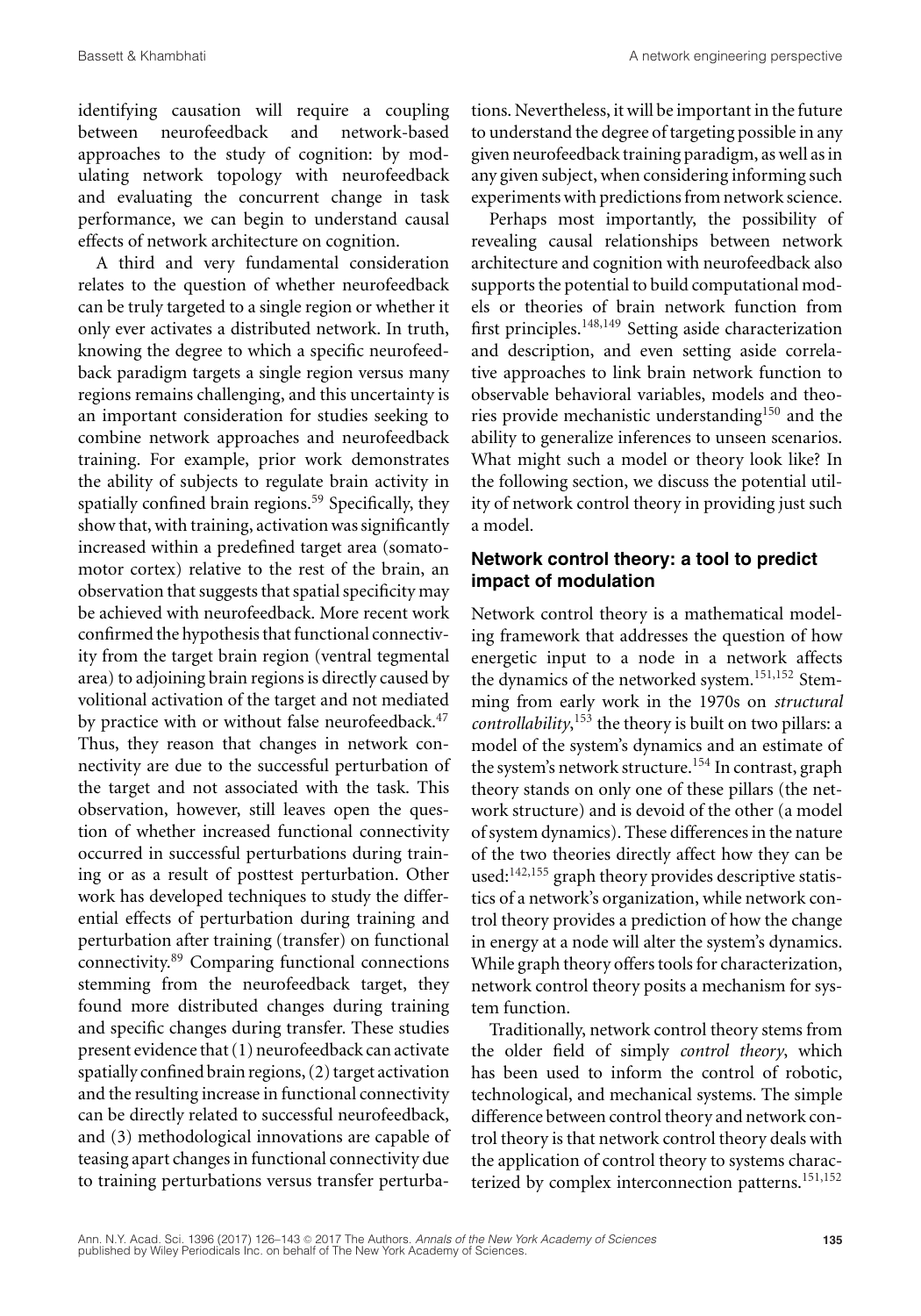identifying causation will require a coupling between neurofeedback and network-based approaches to the study of cognition: by modulating network topology with neurofeedback and evaluating the concurrent change in task performance, we can begin to understand causal effects of network architecture on cognition.

A third and very fundamental consideration relates to the question of whether neurofeedback can be truly targeted to a single region or whether it only ever activates a distributed network. In truth, knowing the degree to which a specific neurofeedback paradigm targets a single region versus many regions remains challenging, and this uncertainty is an important consideration for studies seeking to combine network approaches and neurofeedback training. For example, prior work demonstrates the ability of subjects to regulate brain activity in spatially confined brain regions.[59] Specifically, they show that, with training, activation was significantly increased within a predefined target area (somatomotor cortex) relative to the rest of the brain, an observation that suggests that spatial specificity may be achieved with neurofeedback. More recent work confirmed the hypothesis that functional connectivity from the target brain region (ventral tegmental area) to adjoining brain regions is directly caused by volitional activation of the target and not mediated by practice with or without false neurofeedback.[47] Thus, they reason that changes in network connectivity are due to the successful perturbation of the target and not associated with the task. This observation, however, still leaves open the question of whether increased functional connectivity occurred in successful perturbations during training or as a result of posttest perturbation. Other work has developed techniques to study the differential effects of perturbation during training and perturbation after training (transfer) on functional connectivity.[89] Comparing functional connections stemming from the neurofeedback target, they found more distributed changes during training and specific changes during transfer. These studies present evidence that (1) neurofeedback can activate spatially confined brain regions, (2) target activation and the resulting increase in functional connectivity can be directly related to successful neurofeedback, and (3) methodological innovations are capable of teasing apart changes in functional connectivity due to training perturbations versus transfer perturbations. Nevertheless, it will be important in the future to understand the degree of targeting possible in any given neurofeedback training paradigm, as well as in any given subject, when considering informing such experiments with predictions from network science.

Perhaps most importantly, the possibility of revealing causal relationships between network architecture and cognition with neurofeedback also supports the potential to build computational models or theories of brain network function from first principles.[148,149] Setting aside characterization and description, and even setting aside correlative approaches to link brain network function to observable behavioral variables, models and theories provide mechanistic understanding[150] and the ability to generalize inferences to unseen scenarios. What might such a model or theory look like? In the following section, we discuss the potential utility of network control theory in providing just such a model.

## Network control theory: a tool to predict impact of modulation

Network control theory is a mathematical modeling framework that addresses the question of how energetic input to a node in a network affects the dynamics of the networked system.[151,152] Stemming from early work in the 1970s on *structural controllability*,[153] the theory is built on two pillars: a model of the system's dynamics and an estimate of the system's network structure.[154] In contrast, graph theory stands on only one of these pillars (the network structure) and is devoid of the other (a model of system dynamics). These differences in the nature of the two theories directly affect how they can be used:[142,155] graph theory provides descriptive statistics of a network's organization, while network control theory provides a prediction of how the change in energy at a node will alter the system's dynamics. While graph theory offers tools for characterization, network control theory posits a mechanism for system function.

Traditionally, network control theory stems from the older field of simply *control theory*, which has been used to inform the control of robotic, technological, and mechanical systems. The simple difference between control theory and network control theory is that network control theory deals with the application of control theory to systems characterized by complex interconnection patterns.[151,152]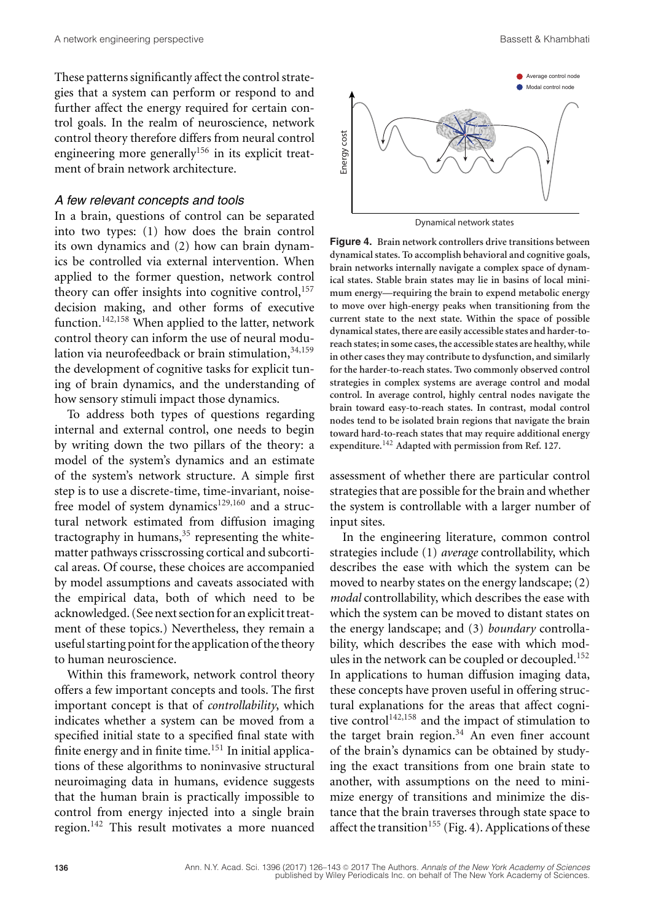These patterns significantly affect the control strategies that a system can perform or respond to and further affect the energy required for certain control goals. In the realm of neuroscience, network control theory therefore differs from neural control engineering more generally[156] in its explicit treatment of brain network architecture.

### A few relevant concepts and tools

In a brain, questions of control can be separated into two types: (1) how does the brain control its own dynamics and (2) how can brain dynamics be controlled via external intervention. When applied to the former question, network control theory can offer insights into cognitive control,[157] decision making, and other forms of executive function.[142,158] When applied to the latter, network control theory can inform the use of neural modulation via neurofeedback or brain stimulation,[34,159] the development of cognitive tasks for explicit tuning of brain dynamics, and the understanding of how sensory stimuli impact those dynamics.

To address both types of questions regarding internal and external control, one needs to begin by writing down the two pillars of the theory: a model of the system's dynamics and an estimate of the system's network structure. A simple first step is to use a discrete-time, time-invariant, noise-free model of system dynamics[129,160] and a structural network estimated from diffusion imaging tractography in humans,[35] representing the white-matter pathways crisscrossing cortical and subcortical areas. Of course, these choices are accompanied by model assumptions and caveats associated with the empirical data, both of which need to be acknowledged. (See next section for an explicit treatment of these topics.) Nevertheless, they remain a useful starting point for the application of the theory to human neuroscience.

Within this framework, network control theory offers a few important concepts and tools. The first important concept is that of *controllability*, which indicates whether a system can be moved from a specified initial state to a specified final state with finite energy and in finite time.[151] In initial applications of these algorithms to noninvasive structural neuroimaging data in humans, evidence suggests that the human brain is practically impossible to control from energy injected into a single brain region.[142] This result motivates a more nuanced assessment of whether there are particular control strategies that are possible for the brain and whether the system is controllable with a larger number of input sites.

In the engineering literature, common control strategies include (1) *average* controllability, which describes the ease with which the system can be moved to nearby states on the energy landscape; (2) *modal* controllability, which describes the ease with which the system can be moved to distant states on the energy landscape; and (3) *boundary* controllability, which describes the ease with which modules in the network can be coupled or decoupled.[152] In applications to human diffusion imaging data, these concepts have proven useful in offering structural explanations for the areas that affect cognitive control[142,158] and the impact of stimulation to the target brain region.[34] An even finer account of the brain's dynamics can be obtained by studying the exact transitions from one brain state to another, with assumptions on the need to minimize energy of transitions and minimize the distance that the brain traverses through state space to affect the transition[155] (Fig. 4). Applications of these

**Figure 4. Brain network controllers drive transitions between dynamical states. To accomplish behavioral and cognitive goals, brain networks internally navigate a complex space of dynamical states. Stable brain states may lie in basins of local minimum energy—requiring the brain to expend metabolic energy to move over high-energy peaks when transitioning from the current state to the next state. Within the space of possible dynamical states, there are easily accessible states and harder-to-reach states; in some cases, the accessible states are healthy, while in other cases they may contribute to dysfunction, and similarly for the harder-to-reach states. Two commonly observed control strategies in complex systems are average control and modal control. In average control, highly central nodes navigate the brain toward easy-to-reach states. In contrast, modal control nodes tend to be isolated brain regions that navigate the brain toward hard-to-reach states that may require additional energy expenditure.[142] Adapted with permission from Ref. 127.**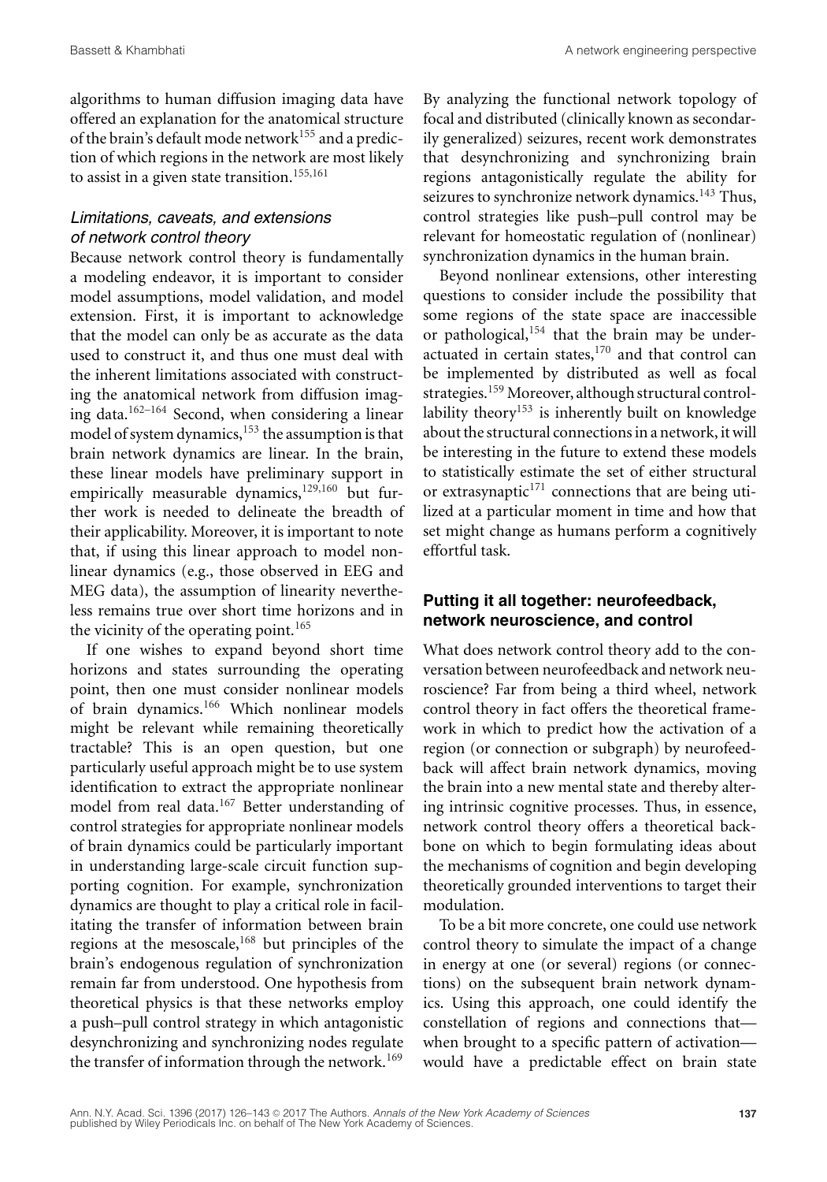algorithms to human diffusion imaging data have offered an explanation for the anatomical structure of the brain's default mode network[155] and a prediction of which regions in the network are most likely to assist in a given state transition.[155,161]

### *Limitations, caveats, and extensions of network control theory*

Because network control theory is fundamentally a modeling endeavor, it is important to consider model assumptions, model validation, and model extension. First, it is important to acknowledge that the model can only be as accurate as the data used to construct it, and thus one must deal with the inherent limitations associated with constructing the anatomical network from diffusion imaging data.[162–164] Second, when considering a linear model of system dynamics,[153] the assumption is that brain network dynamics are linear. In the brain, these linear models have preliminary support in empirically measurable dynamics,[129,160] but further work is needed to delineate the breadth of their applicability. Moreover, it is important to note that, if using this linear approach to model nonlinear dynamics (e.g., those observed in EEG and MEG data), the assumption of linearity nevertheless remains true over short time horizons and in the vicinity of the operating point.[165]

If one wishes to expand beyond short time horizons and states surrounding the operating point, then one must consider nonlinear models of brain dynamics.[166] Which nonlinear models might be relevant while remaining theoretically tractable? This is an open question, but one particularly useful approach might be to use system identification to extract the appropriate nonlinear model from real data.[167] Better understanding of control strategies for appropriate nonlinear models of brain dynamics could be particularly important in understanding large-scale circuit function supporting cognition. For example, synchronization dynamics are thought to play a critical role in facilitating the transfer of information between brain regions at the mesoscale,[168] but principles of the brain's endogenous regulation of synchronization remain far from understood. One hypothesis from theoretical physics is that these networks employ a push–pull control strategy in which antagonistic desynchronizing and synchronizing nodes regulate the transfer of information through the network.[169] By analyzing the functional network topology of focal and distributed (clinically known as secondarily generalized) seizures, recent work demonstrates that desynchronizing and synchronizing brain regions antagonistically regulate the ability for seizures to synchronize network dynamics.[143] Thus, control strategies like push–pull control may be relevant for homeostatic regulation of (nonlinear) synchronization dynamics in the human brain.

Beyond nonlinear extensions, other interesting questions to consider include the possibility that some regions of the state space are inaccessible or pathological,[154] that the brain may be underactuated in certain states,[170] and that control can be implemented by distributed as well as focal strategies.[159] Moreover, although structural controllability theory[153] is inherently built on knowledge about the structural connections in a network, it will be interesting in the future to extend these models to statistically estimate the set of either structural or extrasynaptic[171] connections that are being utilized at a particular moment in time and how that set might change as humans perform a cognitively effortful task.

## **Putting it all together: neurofeedback, network neuroscience, and control**

What does network control theory add to the conversation between neurofeedback and network neuroscience? Far from being a third wheel, network control theory in fact offers the theoretical framework in which to predict how the activation of a region (or connection or subgraph) by neurofeedback will affect brain network dynamics, moving the brain into a new mental state and thereby altering intrinsic cognitive processes. Thus, in essence, network control theory offers a theoretical backbone on which to begin formulating ideas about the mechanisms of cognition and begin developing theoretically grounded interventions to target their modulation.

To be a bit more concrete, one could use network control theory to simulate the impact of a change in energy at one (or several) regions (or connections) on the subsequent brain network dynamics. Using this approach, one could identify the constellation of regions and connections that—when brought to a specific pattern of activation—would have a predictable effect on brain state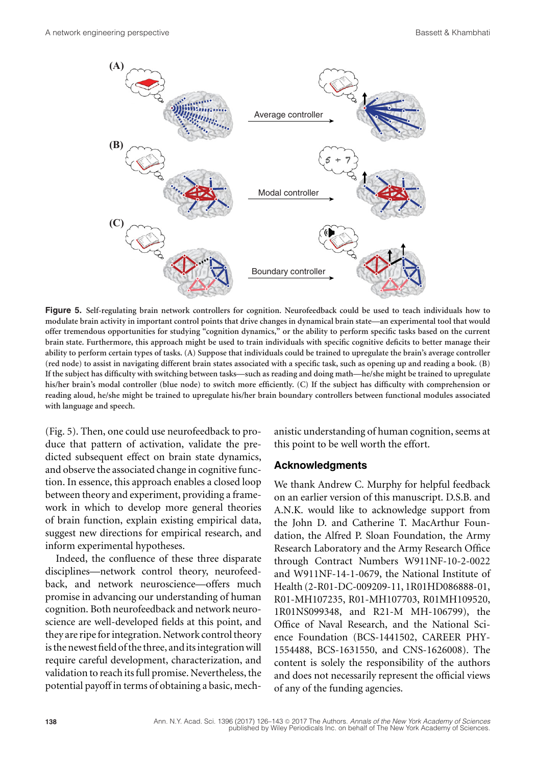**Figure 5.** Self-regulating brain network controllers for cognition. Neurofeedback could be used to teach individuals how to modulate brain activity in important control points that drive changes in dynamical brain state—an experimental tool that would offer tremendous opportunities for studying "cognition dynamics," or the ability to perform specific tasks based on the current brain state. Furthermore, this approach might be used to train individuals with specific cognitive deficits to better manage their ability to perform certain types of tasks. (A) Suppose that individuals could be trained to upregulate the brain's average controller (red node) to assist in navigating different brain states associated with a specific task, such as opening up and reading a book. (B) If the subject has difficulty with switching between tasks—such as reading and doing math—he/she might be trained to upregulate his/her brain's modal controller (blue node) to switch more efficiently. (C) If the subject has difficulty with comprehension or reading aloud, he/she might be trained to upregulate his/her brain boundary controllers between functional modules associated with language and speech.

(Fig. 5). Then, one could use neurofeedback to produce that pattern of activation, validate the predicted subsequent effect on brain state dynamics, and observe the associated change in cognitive function. In essence, this approach enables a closed loop between theory and experiment, providing a framework in which to develop more general theories of brain function, explain existing empirical data, suggest new directions for empirical research, and inform experimental hypotheses.

Indeed, the confluence of these three disparate disciplines—network control theory, neurofeedback, and network neuroscience—offers much promise in advancing our understanding of human cognition. Both neurofeedback and network neuroscience are well-developed fields at this point, and they are ripe for integration. Network control theory is the newest field of the three, and its integration will require careful development, characterization, and validation to reach its full promise. Nevertheless, the potential payoff in terms of obtaining a basic, mechanistic understanding of human cognition, seems at this point to be well worth the effort.

## Acknowledgments

We thank Andrew C. Murphy for helpful feedback on an earlier version of this manuscript. D.S.B. and A.N.K. would like to acknowledge support from the John D. and Catherine T. MacArthur Foundation, the Alfred P. Sloan Foundation, the Army Research Laboratory and the Army Research Office through Contract Numbers W911NF-10-2-0022 and W911NF-14-1-0679, the National Institute of Health (2-R01-DC-009209-11, 1R01HD086888-01, R01-MH107235, R01-MH107703, R01MH109520, 1R01NS099348, and R21-M MH-106799), the Office of Naval Research, and the National Science Foundation (BCS-1441502, CAREER PHY-1554488, BCS-1631550, and CNS-1626008). The content is solely the responsibility of the authors and does not necessarily represent the official views of any of the funding agencies.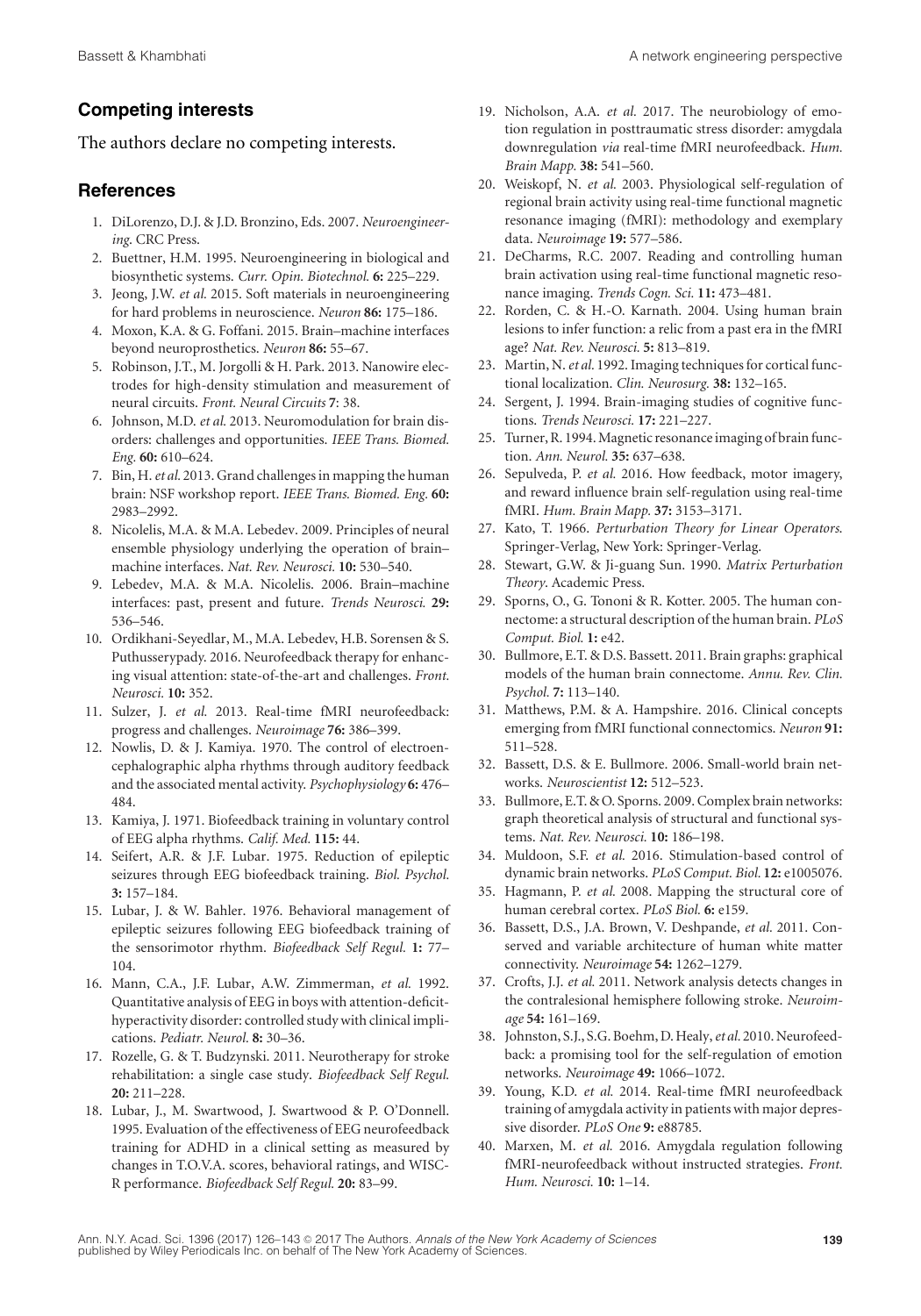## Competing interests

The authors declare no competing interests.

## References

1. DiLorenzo, D.J. & J.D. Bronzino, Eds. 2007. *Neuroengineering*. CRC Press.
2. Buettner, H.M. 1995. Neuroengineering in biological and biosynthetic systems. *Curr. Opin. Biotechnol.* **6:** 225–229.
3. Jeong, J.W. *et al.* 2015. Soft materials in neuroengineering for hard problems in neuroscience. *Neuron* **86:** 175–186.
4. Moxon, K.A. & G. Foffani. 2015. Brain–machine interfaces beyond neuroprosthetics. *Neuron* **86:** 55–67.
5. Robinson, J.T., M. Jorgolli & H. Park. 2013. Nanowire electrodes for high-density stimulation and measurement of neural circuits. *Front. Neural Circuits* **7**: 38.
6. Johnson, M.D. *et al.* 2013. Neuromodulation for brain disorders: challenges and opportunities. *IEEE Trans. Biomed. Eng.* **60:** 610–624.
7. Bin, H. *et al.* 2013. Grand challenges in mapping the human brain: NSF workshop report. *IEEE Trans. Biomed. Eng.* **60:** 2983–2992.
8. Nicolelis, M.A. & M.A. Lebedev. 2009. Principles of neural ensemble physiology underlying the operation of brain–machine interfaces. *Nat. Rev. Neurosci.* **10:** 530–540.
9. Lebedev, M.A. & M.A. Nicolelis. 2006. Brain–machine interfaces: past, present and future. *Trends Neurosci.* **29:** 536–546.
10. Ordikhani-Seyedlar, M., M.A. Lebedev, H.B. Sorensen & S. Puthusserypady. 2016. Neurofeedback therapy for enhancing visual attention: state-of-the-art and challenges. *Front. Neurosci.* **10:** 352.
11. Sulzer, J. *et al.* 2013. Real-time fMRI neurofeedback: progress and challenges. *Neuroimage* **76:** 386–399.
12. Nowlis, D. & J. Kamiya. 1970. The control of electroencephalographic alpha rhythms through auditory feedback and the associated mental activity. *Psychophysiology* **6:** 476–484.
13. Kamiya, J. 1971. Biofeedback training in voluntary control of EEG alpha rhythms. *Calif. Med.* **115:** 44.
14. Seifert, A.R. & J.F. Lubar. 1975. Reduction of epileptic seizures through EEG biofeedback training. *Biol. Psychol.* **3:** 157–184.
15. Lubar, J. & W. Bahler. 1976. Behavioral management of epileptic seizures following EEG biofeedback training of the sensorimotor rhythm. *Biofeedback Self Regul.* **1:** 77–104.
16. Mann, C.A., J.F. Lubar, A.W. Zimmerman, *et al.* 1992. Quantitative analysis of EEG in boys with attention-deficit-hyperactivity disorder: controlled study with clinical implications. *Pediatr. Neurol.* **8:** 30–36.
17. Rozelle, G. & T. Budzynski. 2011. Neurotherapy for stroke rehabilitation: a single case study. *Biofeedback Self Regul.* **20:** 211–228.
18. Lubar, J., M. Swartwood, J. Swartwood & P. O'Donnell. 1995. Evaluation of the effectiveness of EEG neurofeedback training for ADHD in a clinical setting as measured by changes in T.O.V.A. scores, behavioral ratings, and WISC-R performance. *Biofeedback Self Regul.* **20:** 83–99.
19. Nicholson, A.A. *et al.* 2017. The neurobiology of emotion regulation in posttraumatic stress disorder: amygdala downregulation *via* real-time fMRI neurofeedback. *Hum. Brain Mapp.* **38:** 541–560.
20. Weiskopf, N. *et al.* 2003. Physiological self-regulation of regional brain activity using real-time functional magnetic resonance imaging (fMRI): methodology and exemplary data. *Neuroimage* **19:** 577–586.
21. DeCharms, R.C. 2007. Reading and controlling human brain activation using real-time functional magnetic resonance imaging. *Trends Cogn. Sci.* **11:** 473–481.
22. Rorden, C. & H.-O. Karnath. 2004. Using human brain lesions to infer function: a relic from a past era in the fMRI age? *Nat. Rev. Neurosci.* **5:** 813–819.
23. Martin, N. *et al.* 1992. Imaging techniques for cortical functional localization. *Clin. Neurosurg.* **38:** 132–165.
24. Sergent, J. 1994. Brain-imaging studies of cognitive functions. *Trends Neurosci.* **17:** 221–227.
25. Turner, R. 1994. Magnetic resonance imaging of brain function. *Ann. Neurol.* **35:** 637–638.
26. Sepulveda, P. *et al.* 2016. How feedback, motor imagery, and reward influence brain self-regulation using real-time fMRI. *Hum. Brain Mapp.* **37:** 3153–3171.
27. Kato, T. 1966. *Perturbation Theory for Linear Operators.* Springer-Verlag, New York: Springer-Verlag.
28. Stewart, G.W. & Ji-guang Sun. 1990. *Matrix Perturbation Theory*. Academic Press.
29. Sporns, O., G. Tononi & R. Kotter. 2005. The human connectome: a structural description of the human brain. *PLoS Comput. Biol.* **1:** e42.
30. Bullmore, E.T. & D.S. Bassett. 2011. Brain graphs: graphical models of the human brain connectome. *Annu. Rev. Clin. Psychol.* **7:** 113–140.
31. Matthews, P.M. & A. Hampshire. 2016. Clinical concepts emerging from fMRI functional connectomics. *Neuron* **91:** 511–528.
32. Bassett, D.S. & E. Bullmore. 2006. Small-world brain networks. *Neuroscientist* **12:** 512–523.
33. Bullmore, E.T. & O. Sporns. 2009. Complex brain networks: graph theoretical analysis of structural and functional systems. *Nat. Rev. Neurosci.* **10:** 186–198.
34. Muldoon, S.F. *et al.* 2016. Stimulation-based control of dynamic brain networks. *PLoS Comput. Biol.* **12:** e1005076.
35. Hagmann, P. *et al.* 2008. Mapping the structural core of human cerebral cortex. *PLoS Biol.* **6:** e159.
36. Bassett, D.S., J.A. Brown, V. Deshpande, *et al.* 2011. Conserved and variable architecture of human white matter connectivity. *Neuroimage* **54:** 1262–1279.
37. Crofts, J.J. *et al.* 2011. Network analysis detects changes in the contralesional hemisphere following stroke. *Neuroimage* **54:** 161–169.
38. Johnston, S.J., S.G. Boehm, D. Healy, *et al.* 2010. Neurofeedback: a promising tool for the self-regulation of emotion networks. *Neuroimage* **49:** 1066–1072.
39. Young, K.D. *et al.* 2014. Real-time fMRI neurofeedback training of amygdala activity in patients with major depressive disorder. *PLoS One* **9:** e88785.
40. Marxen, M. *et al.* 2016. Amygdala regulation following fMRI-neurofeedback without instructed strategies. *Front. Hum. Neurosci.* **10:** 1–14.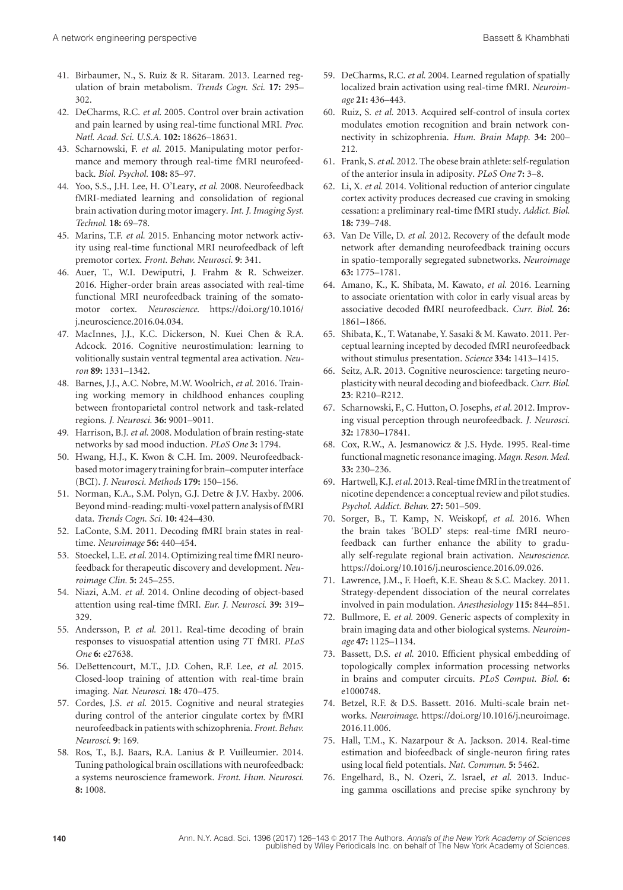41. Birbaumer, N., S. Ruiz & R. Sitaram. 2013. Learned regulation of brain metabolism. *Trends Cogn. Sci.* **17:** 295–302.
42. DeCharms, R.C. *et al.* 2005. Control over brain activation and pain learned by using real-time functional MRI. *Proc. Natl. Acad. Sci. U.S.A.* **102:** 18626–18631.
43. Scharnowski, F. *et al.* 2015. Manipulating motor performance and memory through real-time fMRI neurofeedback. *Biol. Psychol.* **108:** 85–97.
44. Yoo, S.S., J.H. Lee, H. O'Leary, *et al.* 2008. Neurofeedback fMRI-mediated learning and consolidation of regional brain activation during motor imagery. *Int. J. Imaging Syst. Technol.* **18:** 69–78.
45. Marins, T.F. *et al.* 2015. Enhancing motor network activity using real-time functional MRI neurofeedback of left premotor cortex. *Front. Behav. Neurosci.* **9**: 341.
46. Auer, T., W.I. Dewiputri, J. Frahm & R. Schweizer. 2016. Higher-order brain areas associated with real-time functional MRI neurofeedback training of the somatomotor cortex. *Neuroscience*. https://doi.org/10.1016/j.neuroscience.2016.04.034.
47. MacInnes, J.J., K.C. Dickerson, N. Kuei Chen & R.A. Adcock. 2016. Cognitive neurostimulation: learning to volitionally sustain ventral tegmental area activation. *Neuron* **89:** 1331–1342.
48. Barnes, J.J., A.C. Nobre, M.W. Woolrich, *et al.* 2016. Training working memory in childhood enhances coupling between frontoparietal control network and task-related regions. *J. Neurosci.* **36:** 9001–9011.
49. Harrison, B.J. *et al.* 2008. Modulation of brain resting-state networks by sad mood induction. *PLoS One* **3:** 1794.
50. Hwang, H.J., K. Kwon & C.H. Im. 2009. Neurofeedback-based motor imagery training for brain–computer interface (BCI). *J. Neurosci. Methods* **179:** 150–156.
51. Norman, K.A., S.M. Polyn, G.J. Detre & J.V. Haxby. 2006. Beyond mind-reading: multi-voxel pattern analysis of fMRI data. *Trends Cogn. Sci.* **10:** 424–430.
52. LaConte, S.M. 2011. Decoding fMRI brain states in real-time. *Neuroimage* **56:** 440–454.
53. Stoeckel, L.E. *et al.* 2014. Optimizing real time fMRI neurofeedback for therapeutic discovery and development. *Neuroimage Clin.* **5:** 245–255.
54. Niazi, A.M. *et al.* 2014. Online decoding of object-based attention using real-time fMRI. *Eur. J. Neurosci.* **39:** 319–329.
55. Andersson, P. *et al.* 2011. Real-time decoding of brain responses to visuospatial attention using 7T fMRI. *PLoS One* **6:** e27638.
56. DeBettencourt, M.T., J.D. Cohen, R.F. Lee, *et al.* 2015. Closed-loop training of attention with real-time brain imaging. *Nat. Neurosci.* **18:** 470–475.
57. Cordes, J.S. *et al.* 2015. Cognitive and neural strategies during control of the anterior cingulate cortex by fMRI neurofeedback in patients with schizophrenia. *Front. Behav. Neurosci.* **9**: 169.
58. Ros, T., B.J. Baars, R.A. Lanius & P. Vuilleumier. 2014. Tuning pathological brain oscillations with neurofeedback: a systems neuroscience framework. *Front. Hum. Neurosci.* **8:** 1008.
59. DeCharms, R.C. *et al.* 2004. Learned regulation of spatially localized brain activation using real-time fMRI. *Neuroimage* **21:** 436–443.
60. Ruiz, S. *et al.* 2013. Acquired self-control of insula cortex modulates emotion recognition and brain network connectivity in schizophrenia. *Hum. Brain Mapp.* **34:** 200–212.
61. Frank, S. *et al.* 2012. The obese brain athlete: self-regulation of the anterior insula in adiposity. *PLoS One* **7:** 3–8.
62. Li, X. *et al.* 2014. Volitional reduction of anterior cingulate cortex activity produces decreased cue craving in smoking cessation: a preliminary real-time fMRI study. *Addict. Biol.* **18:** 739–748.
63. Van De Ville, D. *et al.* 2012. Recovery of the default mode network after demanding neurofeedback training occurs in spatio-temporally segregated subnetworks. *Neuroimage* **63:** 1775–1781.
64. Amano, K., K. Shibata, M. Kawato, *et al.* 2016. Learning to associate orientation with color in early visual areas by associative decoded fMRI neurofeedback. *Curr. Biol.* **26:** 1861–1866.
65. Shibata, K., T. Watanabe, Y. Sasaki & M. Kawato. 2011. Perceptual learning incepted by decoded fMRI neurofeedback without stimulus presentation. *Science* **334:** 1413–1415.
66. Seitz, A.R. 2013. Cognitive neuroscience: targeting neuroplasticity with neural decoding and biofeedback. *Curr. Biol.* **23**: R210–R212.
67. Scharnowski, F., C. Hutton, O. Josephs, *et al.* 2012. Improving visual perception through neurofeedback. *J. Neurosci.* **32:** 17830–17841.
68. Cox, R.W., A. Jesmanowicz & J.S. Hyde. 1995. Real-time functional magnetic resonance imaging. *Magn. Reson. Med.* **33:** 230–236.
69. Hartwell, K.J. *et al.* 2013. Real-time fMRI in the treatment of nicotine dependence: a conceptual review and pilot studies. *Psychol. Addict. Behav.* **27:** 501–509.
70. Sorger, B., T. Kamp, N. Weiskopf, *et al.* 2016. When the brain takes 'BOLD' steps: real-time fMRI neurofeedback can further enhance the ability to gradually self-regulate regional brain activation. *Neuroscience*. https://doi.org/10.1016/j.neuroscience.2016.09.026.
71. Lawrence, J.M., F. Hoeft, K.E. Sheau & S.C. Mackey. 2011. Strategy-dependent dissociation of the neural correlates involved in pain modulation. *Anesthesiology* **115:** 844–851.
72. Bullmore, E. *et al.* 2009. Generic aspects of complexity in brain imaging data and other biological systems. *Neuroimage* **47:** 1125–1134.
73. Bassett, D.S. *et al.* 2010. Efficient physical embedding of topologically complex information processing networks in brains and computer circuits. *PLoS Comput. Biol.* **6:** e1000748.
74. Betzel, R.F. & D.S. Bassett. 2016. Multi-scale brain networks. *Neuroimage*. https://doi.org/10.1016/j.neuroimage.2016.11.006.
75. Hall, T.M., K. Nazarpour & A. Jackson. 2014. Real-time estimation and biofeedback of single-neuron firing rates using local field potentials. *Nat. Commun.* **5:** 5462.
76. Engelhard, B., N. Ozeri, Z. Israel, *et al.* 2013. Inducing gamma oscillations and precise spike synchrony by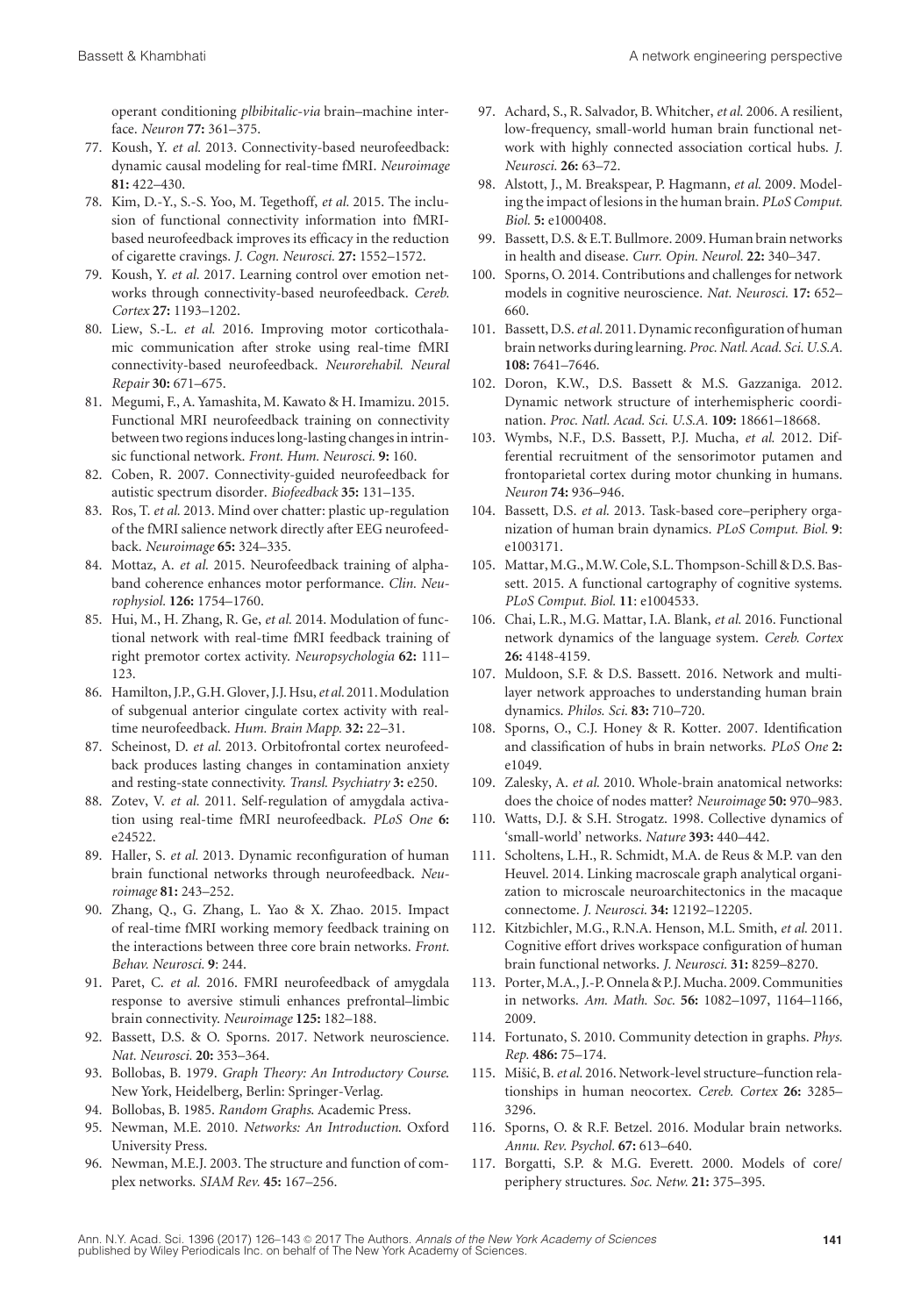operant conditioning *plbibitalic-via* brain–machine interface. *Neuron* **77:** 361–375.

77. Koush, Y. *et al.* 2013. Connectivity-based neurofeedback: dynamic causal modeling for real-time fMRI. *Neuroimage* **81:** 422–430.
78. Kim, D.-Y., S.-S. Yoo, M. Tegethoff, *et al.* 2015. The inclusion of functional connectivity information into fMRI-based neurofeedback improves its efficacy in the reduction of cigarette cravings. *J. Cogn. Neurosci.* **27:** 1552–1572.
79. Koush, Y. *et al.* 2017. Learning control over emotion networks through connectivity-based neurofeedback. *Cereb. Cortex* **27:** 1193–1202.
80. Liew, S.-L. *et al.* 2016. Improving motor corticothalamic communication after stroke using real-time fMRI connectivity-based neurofeedback. *Neurorehabil. Neural Repair* **30:** 671–675.
81. Megumi, F., A. Yamashita, M. Kawato & H. Imamizu. 2015. Functional MRI neurofeedback training on connectivity between two regions induces long-lasting changes in intrinsic functional network. *Front. Hum. Neurosci.* **9:** 160.
82. Coben, R. 2007. Connectivity-guided neurofeedback for autistic spectrum disorder. *Biofeedback* **35:** 131–135.
83. Ros, T. *et al.* 2013. Mind over chatter: plastic up-regulation of the fMRI salience network directly after EEG neurofeedback. *Neuroimage* **65:** 324–335.
84. Mottaz, A. *et al.* 2015. Neurofeedback training of alpha-band coherence enhances motor performance. *Clin. Neurophysiol.* **126:** 1754–1760.
85. Hui, M., H. Zhang, R. Ge, *et al.* 2014. Modulation of functional network with real-time fMRI feedback training of right premotor cortex activity. *Neuropsychologia* **62:** 111–123.
86. Hamilton, J.P., G.H. Glover, J.J. Hsu, *et al.* 2011. Modulation of subgenual anterior cingulate cortex activity with real-time neurofeedback. *Hum. Brain Mapp.* **32:** 22–31.
87. Scheinost, D. *et al.* 2013. Orbitofrontal cortex neurofeedback produces lasting changes in contamination anxiety and resting-state connectivity. *Transl. Psychiatry* **3:** e250.
88. Zotev, V. *et al.* 2011. Self-regulation of amygdala activation using real-time fMRI neurofeedback. *PLoS One* **6:** e24522.
89. Haller, S. *et al.* 2013. Dynamic reconfiguration of human brain functional networks through neurofeedback. *Neuroimage* **81:** 243–252.
90. Zhang, Q., G. Zhang, L. Yao & X. Zhao. 2015. Impact of real-time fMRI working memory feedback training on the interactions between three core brain networks. *Front. Behav. Neurosci.* **9**: 244.
91. Paret, C. *et al.* 2016. FMRI neurofeedback of amygdala response to aversive stimuli enhances prefrontal–limbic brain connectivity. *Neuroimage* **125:** 182–188.
92. Bassett, D.S. & O. Sporns. 2017. Network neuroscience. *Nat. Neurosci.* **20:** 353–364.
93. Bollobas, B. 1979. *Graph Theory: An Introductory Course.* New York, Heidelberg, Berlin: Springer-Verlag.
94. Bollobas, B. 1985. *Random Graphs.* Academic Press.
95. Newman, M.E. 2010. *Networks: An Introduction.* Oxford University Press.
96. Newman, M.E.J. 2003. The structure and function of complex networks. *SIAM Rev.* **45:** 167–256.
97. Achard, S., R. Salvador, B. Whitcher, *et al.* 2006. A resilient, low-frequency, small-world human brain functional network with highly connected association cortical hubs. *J. Neurosci.* **26:** 63–72.
98. Alstott, J., M. Breakspear, P. Hagmann, *et al.* 2009. Modeling the impact of lesions in the human brain. *PLoS Comput. Biol.* **5:** e1000408.
99. Bassett, D.S. & E.T. Bullmore. 2009. Human brain networks in health and disease. *Curr. Opin. Neurol.* **22:** 340–347.
100. Sporns, O. 2014. Contributions and challenges for network models in cognitive neuroscience. *Nat. Neurosci.* **17:** 652–660.
101. Bassett, D.S. *et al.* 2011. Dynamic reconfiguration of human brain networks during learning. *Proc. Natl. Acad. Sci. U.S.A.* **108:** 7641–7646.
102. Doron, K.W., D.S. Bassett & M.S. Gazzaniga. 2012. Dynamic network structure of interhemispheric coordination. *Proc. Natl. Acad. Sci. U.S.A.* **109:** 18661–18668.
103. Wymbs, N.F., D.S. Bassett, P.J. Mucha, *et al.* 2012. Differential recruitment of the sensorimotor putamen and frontoparietal cortex during motor chunking in humans. *Neuron* **74:** 936–946.
104. Bassett, D.S. *et al.* 2013. Task-based core–periphery organization of human brain dynamics. *PLoS Comput. Biol.* **9**: e1003171.
105. Mattar, M.G., M.W. Cole, S.L. Thompson-Schill & D.S. Bassett. 2015. A functional cartography of cognitive systems. *PLoS Comput. Biol.* **11**: e1004533.
106. Chai, L.R., M.G. Mattar, I.A. Blank, *et al.* 2016. Functional network dynamics of the language system. *Cereb. Cortex* **26:** 4148-4159.
107. Muldoon, S.F. & D.S. Bassett. 2016. Network and multilayer network approaches to understanding human brain dynamics. *Philos. Sci.* **83:** 710–720.
108. Sporns, O., C.J. Honey & R. Kotter. 2007. Identification and classification of hubs in brain networks. *PLoS One* **2:** e1049.
109. Zalesky, A. *et al.* 2010. Whole-brain anatomical networks: does the choice of nodes matter? *Neuroimage* **50:** 970–983.
110. Watts, D.J. & S.H. Strogatz. 1998. Collective dynamics of 'small-world' networks. *Nature* **393:** 440–442.
111. Scholtens, L.H., R. Schmidt, M.A. de Reus & M.P. van den Heuvel. 2014. Linking macroscale graph analytical organization to microscale neuroarchitectonics in the macaque connectome. *J. Neurosci.* **34:** 12192–12205.
112. Kitzbichler, M.G., R.N.A. Henson, M.L. Smith, *et al.* 2011. Cognitive effort drives workspace configuration of human brain functional networks. *J. Neurosci.* **31:** 8259–8270.
113. Porter, M.A., J.-P. Onnela & P.J. Mucha. 2009. Communities in networks. *Am. Math. Soc.* **56:** 1082–1097, 1164–1166, 2009.
114. Fortunato, S. 2010. Community detection in graphs. *Phys. Rep.* **486:** 75–174.
115. Mišić, B. *et al.* 2016. Network-level structure–function relationships in human neocortex. *Cereb. Cortex* **26:** 3285–3296.
116. Sporns, O. & R.F. Betzel. 2016. Modular brain networks. *Annu. Rev. Psychol.* **67:** 613–640.
117. Borgatti, S.P. & M.G. Everett. 2000. Models of core/periphery structures. *Soc. Netw.* **21:** 375–395.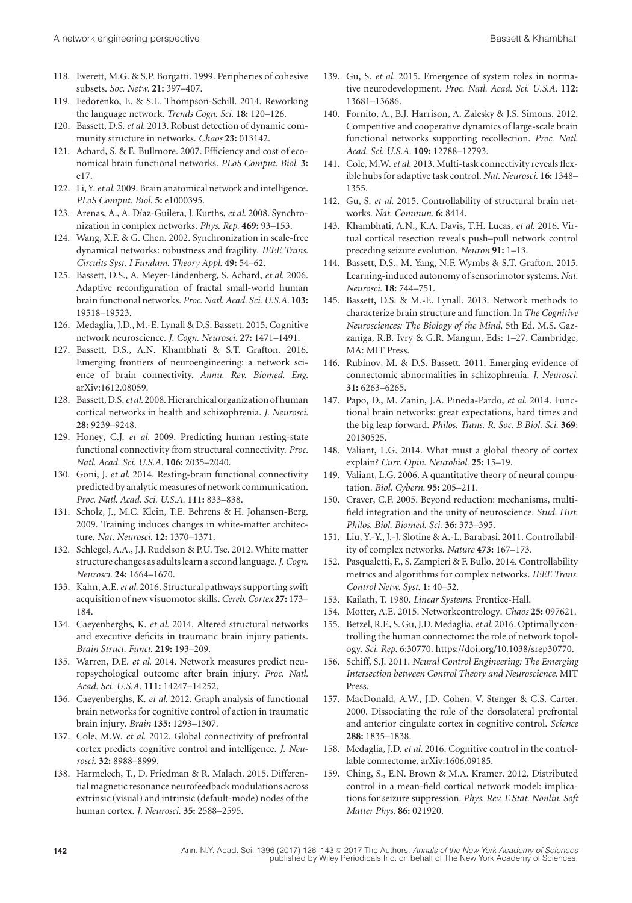118. Everett, M.G. & S.P. Borgatti. 1999. Peripheries of cohesive subsets. *Soc. Netw.* **21:** 397–407.
119. Fedorenko, E. & S.L. Thompson-Schill. 2014. Reworking the language network. *Trends Cogn. Sci.* **18:** 120–126.
120. Bassett, D.S. *et al.* 2013. Robust detection of dynamic community structure in networks. *Chaos* **23:** 013142.
121. Achard, S. & E. Bullmore. 2007. Efficiency and cost of economical brain functional networks. *PLoS Comput. Biol.* **3:** e17.
122. Li, Y. *et al.* 2009. Brain anatomical network and intelligence. *PLoS Comput. Biol.* **5:** e1000395.
123. Arenas, A., A. Díaz-Guilera, J. Kurths, *et al.* 2008. Synchronization in complex networks. *Phys. Rep.* **469:** 93–153.
124. Wang, X.F. & G. Chen. 2002. Synchronization in scale-free dynamical networks: robustness and fragility. *IEEE Trans. Circuits Syst. I Fundam. Theory Appl.* **49:** 54–62.
125. Bassett, D.S., A. Meyer-Lindenberg, S. Achard, *et al.* 2006. Adaptive reconfiguration of fractal small-world human brain functional networks. *Proc. Natl. Acad. Sci. U.S.A.* **103:** 19518–19523.
126. Medaglia, J.D., M.-E. Lynall & D.S. Bassett. 2015. Cognitive network neuroscience. *J. Cogn. Neurosci.* **27:** 1471–1491.
127. Bassett, D.S., A.N. Khambhati & S.T. Grafton. 2016. Emerging frontiers of neuroengineering: a network science of brain connectivity. *Annu. Rev. Biomed. Eng.* arXiv:1612.08059.
128. Bassett, D.S. *et al.* 2008. Hierarchical organization of human cortical networks in health and schizophrenia. *J. Neurosci.* **28:** 9239–9248.
129. Honey, C.J. *et al.* 2009. Predicting human resting-state functional connectivity from structural connectivity. *Proc. Natl. Acad. Sci. U.S.A.* **106:** 2035–2040.
130. Goni, J. *et al.* 2014. Resting-brain functional connectivity predicted by analytic measures of network communication. *Proc. Natl. Acad. Sci. U.S.A.* **111:** 833–838.
131. Scholz, J., M.C. Klein, T.E. Behrens & H. Johansen-Berg. 2009. Training induces changes in white-matter architecture. *Nat. Neurosci.* **12:** 1370–1371.
132. Schlegel, A.A., J.J. Rudelson & P.U. Tse. 2012. White matter structure changes as adults learn a second language. *J. Cogn. Neurosci.* **24:** 1664–1670.
133. Kahn, A.E. *et al.* 2016. Structural pathways supporting swift acquisition of new visuomotor skills. *Cereb. Cortex* **27:** 173–184.
134. Caeyenberghs, K. *et al.* 2014. Altered structural networks and executive deficits in traumatic brain injury patients. *Brain Struct. Funct.* **219:** 193–209.
135. Warren, D.E. *et al.* 2014. Network measures predict neuropsychological outcome after brain injury. *Proc. Natl. Acad. Sci. U.S.A.* **111:** 14247–14252.
136. Caeyenberghs, K. *et al.* 2012. Graph analysis of functional brain networks for cognitive control of action in traumatic brain injury. *Brain* **135:** 1293–1307.
137. Cole, M.W. *et al.* 2012. Global connectivity of prefrontal cortex predicts cognitive control and intelligence. *J. Neurosci.* **32:** 8988–8999.
138. Harmelech, T., D. Friedman & R. Malach. 2015. Differential magnetic resonance neurofeedback modulations across extrinsic (visual) and intrinsic (default-mode) nodes of the human cortex. *J. Neurosci.* **35:** 2588–2595.
139. Gu, S. *et al.* 2015. Emergence of system roles in normative neurodevelopment. *Proc. Natl. Acad. Sci. U.S.A.* **112:** 13681–13686.
140. Fornito, A., B.J. Harrison, A. Zalesky & J.S. Simons. 2012. Competitive and cooperative dynamics of large-scale brain functional networks supporting recollection. *Proc. Natl. Acad. Sci. U.S.A.* **109:** 12788–12793.
141. Cole, M.W. *et al.* 2013. Multi-task connectivity reveals flexible hubs for adaptive task control. *Nat. Neurosci.* **16:** 1348–1355.
142. Gu, S. *et al.* 2015. Controllability of structural brain networks. *Nat. Commun.* **6:** 8414.
143. Khambhati, A.N., K.A. Davis, T.H. Lucas, *et al.* 2016. Virtual cortical resection reveals push–pull network control preceding seizure evolution. *Neuron* **91:** 1–13.
144. Bassett, D.S., M. Yang, N.F. Wymbs & S.T. Grafton. 2015. Learning-induced autonomy of sensorimotor systems. *Nat. Neurosci.* **18:** 744–751.
145. Bassett, D.S. & M.-E. Lynall. 2013. Network methods to characterize brain structure and function. In *The Cognitive Neurosciences: The Biology of the Mind*, 5th Ed. M.S. Gazzaniga, R.B. Ivry & G.R. Mangun, Eds: 1–27. Cambridge, MA: MIT Press.
146. Rubinov, M. & D.S. Bassett. 2011. Emerging evidence of connectomic abnormalities in schizophrenia. *J. Neurosci.* **31:** 6263–6265.
147. Papo, D., M. Zanin, J.A. Pineda-Pardo, *et al.* 2014. Functional brain networks: great expectations, hard times and the big leap forward. *Philos. Trans. R. Soc. B Biol. Sci.* **369**: 20130525.
148. Valiant, L.G. 2014. What must a global theory of cortex explain? *Curr. Opin. Neurobiol.* **25:** 15–19.
149. Valiant, L.G. 2006. A quantitative theory of neural computation. *Biol. Cybern.* **95:** 205–211.
150. Craver, C.F. 2005. Beyond reduction: mechanisms, multifield integration and the unity of neuroscience. *Stud. Hist. Philos. Biol. Biomed. Sci.* **36:** 373–395.
151. Liu, Y.-Y., J.-J. Slotine & A.-L. Barabasi. 2011. Controllability of complex networks. *Nature* **473:** 167–173.
152. Pasqualetti, F., S. Zampieri & F. Bullo. 2014. Controllability metrics and algorithms for complex networks. *IEEE Trans. Control Netw. Syst.* **1:** 40–52.
153. Kailath, T. 1980. *Linear Systems*. Prentice-Hall.
154. Motter, A.E. 2015. Networkcontrology. *Chaos* **25:** 097621.
155. Betzel, R.F., S. Gu, J.D. Medaglia, *et al.* 2016. Optimally controlling the human connectome: the role of network topology. *Sci. Rep.* 6:30770. https://doi.org/10.1038/srep30770.
156. Schiff, S.J. 2011. *Neural Control Engineering: The Emerging Intersection between Control Theory and Neuroscience*. MIT Press.
157. MacDonald, A.W., J.D. Cohen, V. Stenger & C.S. Carter. 2000. Dissociating the role of the dorsolateral prefrontal and anterior cingulate cortex in cognitive control. *Science* **288:** 1835–1838.
158. Medaglia, J.D. *et al.* 2016. Cognitive control in the controllable connectome. arXiv:1606.09185.
159. Ching, S., E.N. Brown & M.A. Kramer. 2012. Distributed control in a mean-field cortical network model: implications for seizure suppression. *Phys. Rev. E Stat. Nonlin. Soft Matter Phys.* **86:** 021920.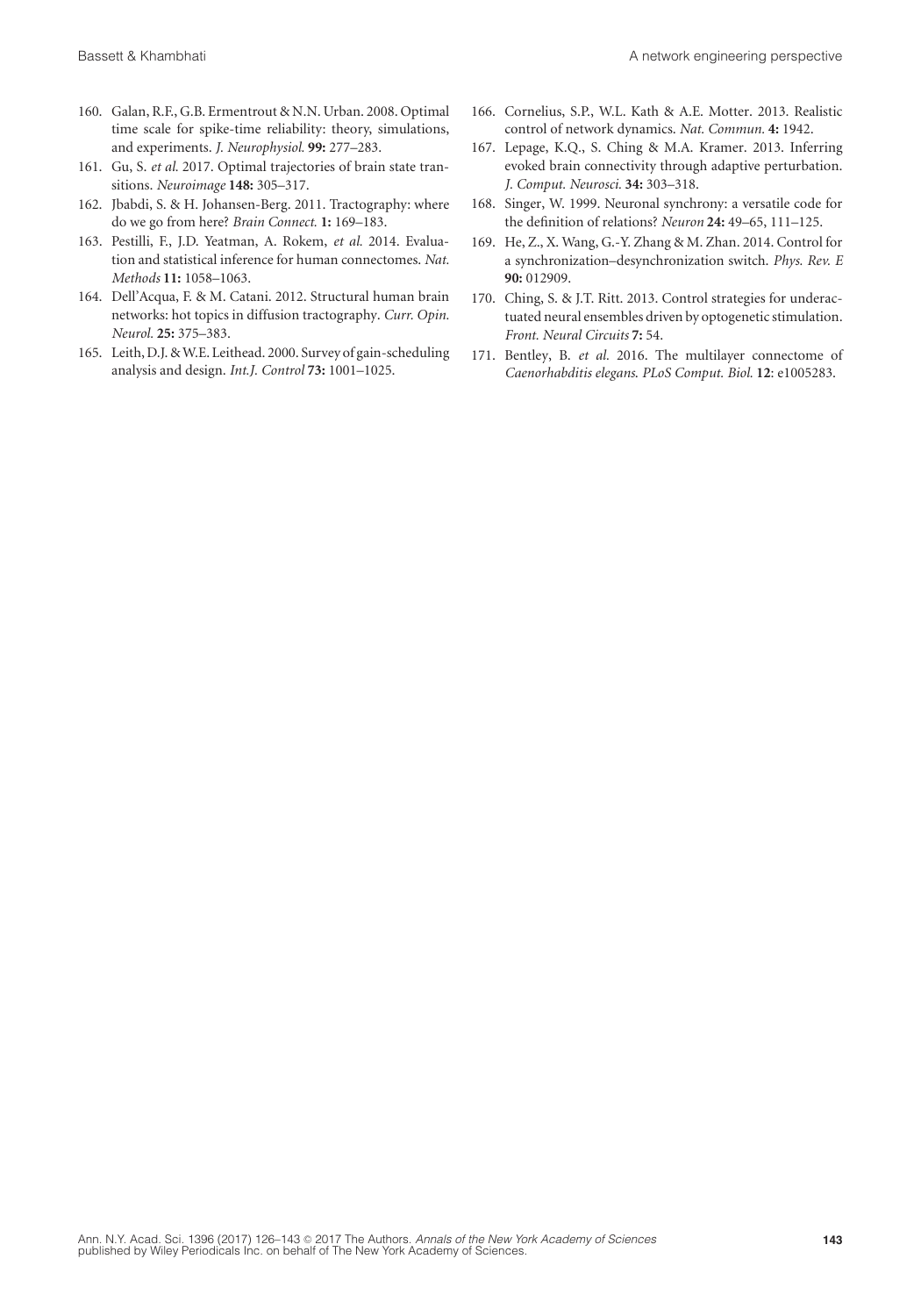160. Galan, R.F., G.B. Ermentrout & N.N. Urban. 2008. Optimal time scale for spike-time reliability: theory, simulations, and experiments. *J. Neurophysiol.* **99:** 277–283.
161. Gu, S. *et al.* 2017. Optimal trajectories of brain state transitions. *Neuroimage* **148:** 305–317.
162. Jbabdi, S. & H. Johansen-Berg. 2011. Tractography: where do we go from here? *Brain Connect.* **1:** 169–183.
163. Pestilli, F., J.D. Yeatman, A. Rokem, *et al.* 2014. Evaluation and statistical inference for human connectomes. *Nat. Methods* **11:** 1058–1063.
164. Dell'Acqua, F. & M. Catani. 2012. Structural human brain networks: hot topics in diffusion tractography. *Curr. Opin. Neurol.* **25:** 375–383.
165. Leith, D.J. & W.E. Leithead. 2000. Survey of gain-scheduling analysis and design. *Int.J. Control* **73:** 1001–1025.
166. Cornelius, S.P., W.L. Kath & A.E. Motter. 2013. Realistic control of network dynamics. *Nat. Commun.* **4:** 1942.
167. Lepage, K.Q., S. Ching & M.A. Kramer. 2013. Inferring evoked brain connectivity through adaptive perturbation. *J. Comput. Neurosci.* **34:** 303–318.
168. Singer, W. 1999. Neuronal synchrony: a versatile code for the definition of relations? *Neuron* **24:** 49–65, 111–125.
169. He, Z., X. Wang, G.-Y. Zhang & M. Zhan. 2014. Control for a synchronization–desynchronization switch. *Phys. Rev. E* **90:** 012909.
170. Ching, S. & J.T. Ritt. 2013. Control strategies for underactuated neural ensembles driven by optogenetic stimulation. *Front. Neural Circuits* **7:** 54.
171. Bentley, B. *et al.* 2016. The multilayer connectome of *Caenorhabditis elegans*. *PLoS Comput. Biol.* **12**: e1005283.